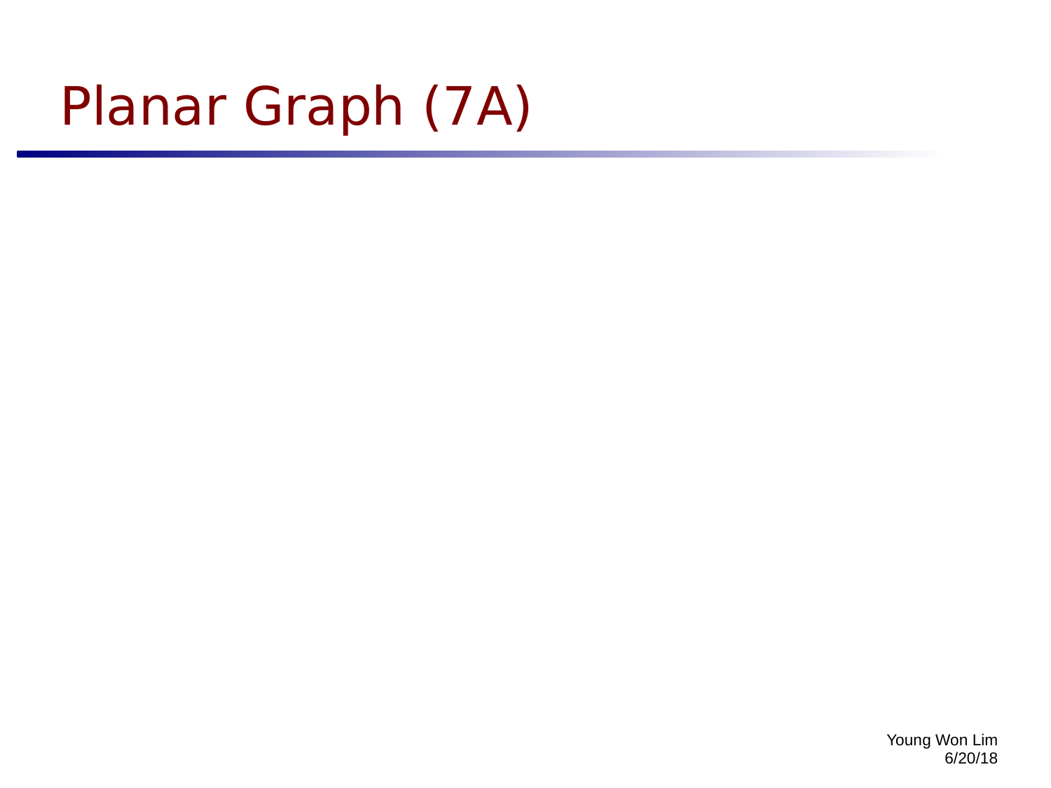# Planar Graph (7A)

Young Won Lim
6/20/18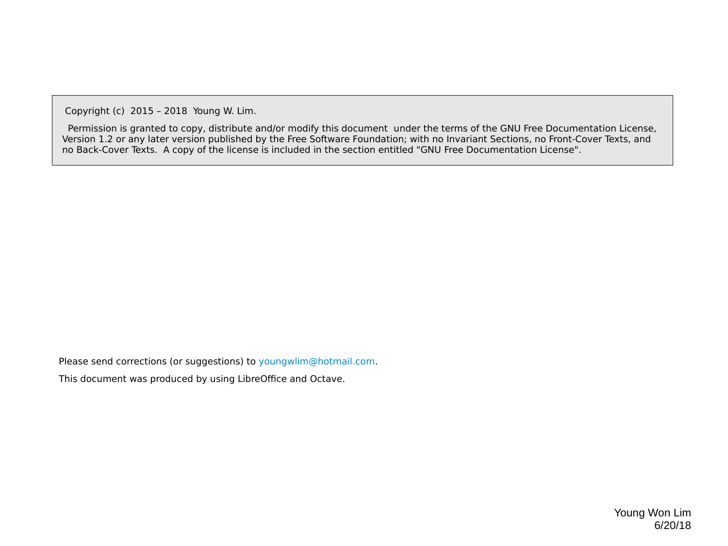Copyright (c) 2015 – 2018 Young W. Lim.

Permission is granted to copy, distribute and/or modify this document under the terms of the GNU Free Documentation License, Version 1.2 or any later version published by the Free Software Foundation; with no Invariant Sections, no Front-Cover Texts, and no Back-Cover Texts. A copy of the license is included in the section entitled "GNU Free Documentation License".

Please send corrections (or suggestions) to youngwlim@hotmail.com.

This document was produced by using LibreOffice and Octave.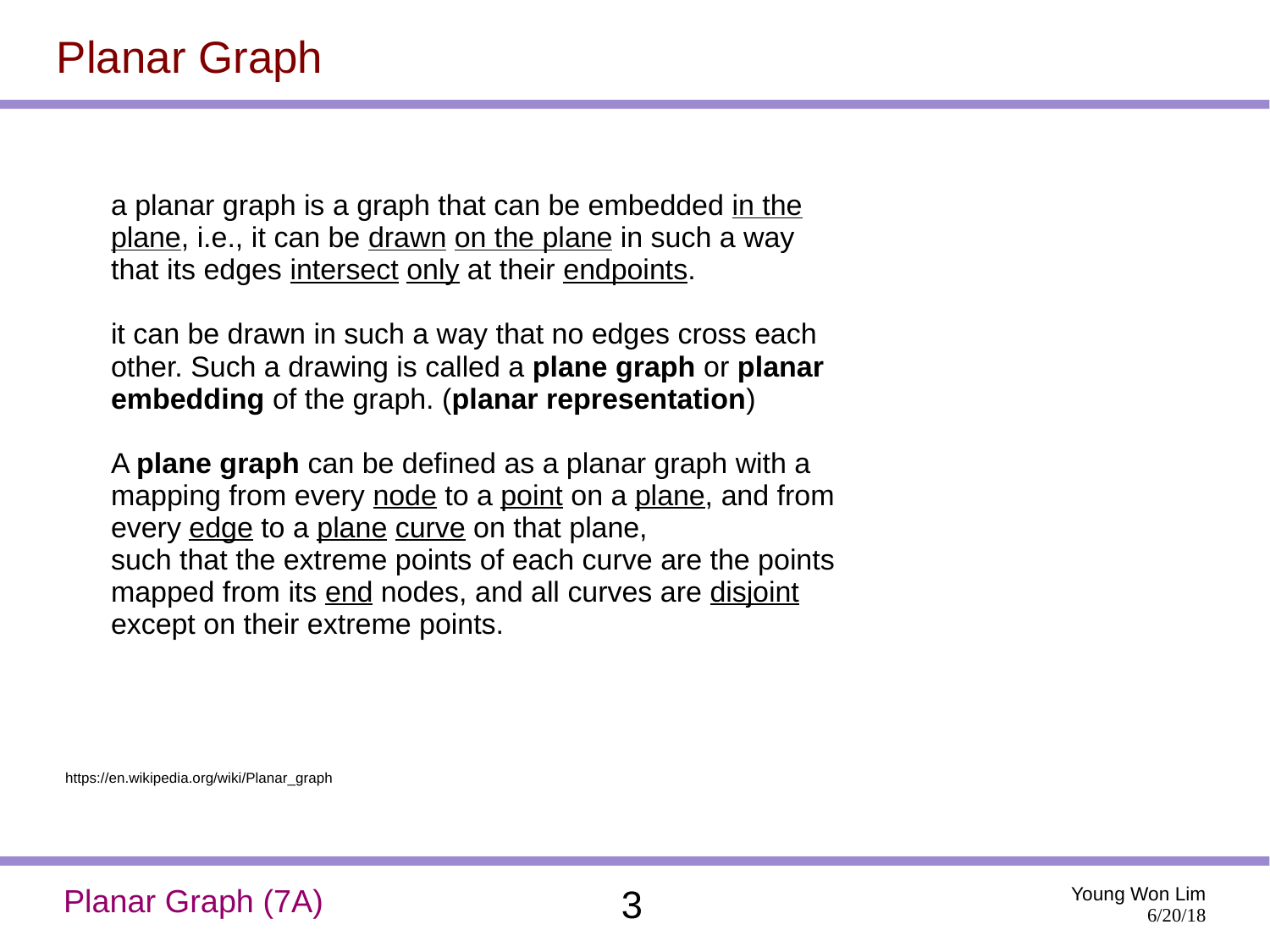# Planar Graph

a planar graph is a graph that can be embedded in the plane, i.e., it can be drawn on the plane in such a way that its edges intersect only at their endpoints.

it can be drawn in such a way that no edges cross each other. Such a drawing is called a **plane graph** or **planar embedding** of the graph. (**planar representation**)

A **plane graph** can be defined as a planar graph with a mapping from every node to a point on a plane, and from every edge to a plane curve on that plane, such that the extreme points of each curve are the points mapped from its end nodes, and all curves are disjoint except on their extreme points.

https://en.wikipedia.org/wiki/Planar_graph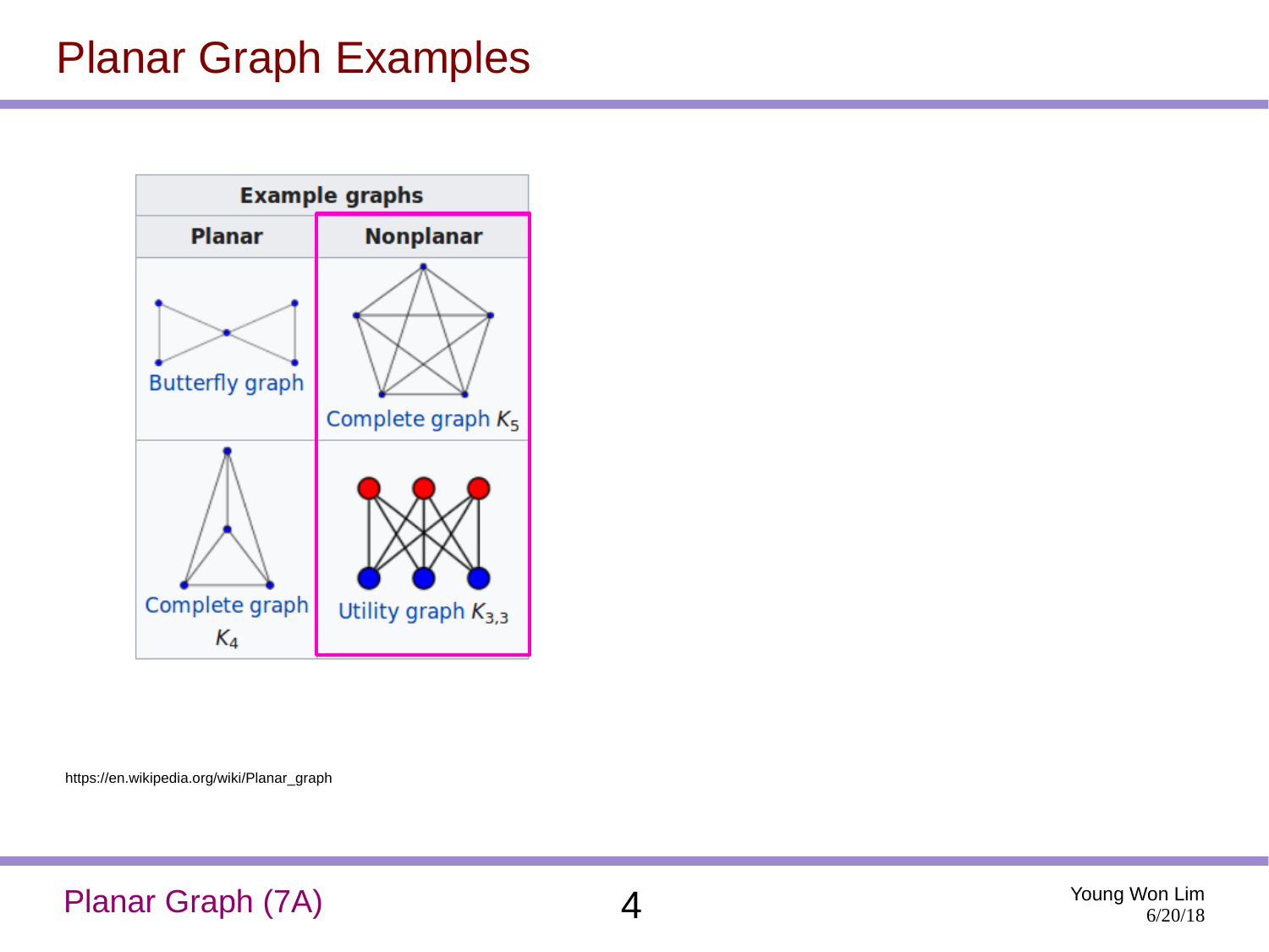# Planar Graph Examples

| Example graphs | |
|---|---|
| **Planar** | **Nonplanar** |
| Butterfly graph | Complete graph $K_5$ |
| Complete graph $K_4$ | Utility graph $K_{3,3}$ |

https://en.wikipedia.org/wiki/Planar_graph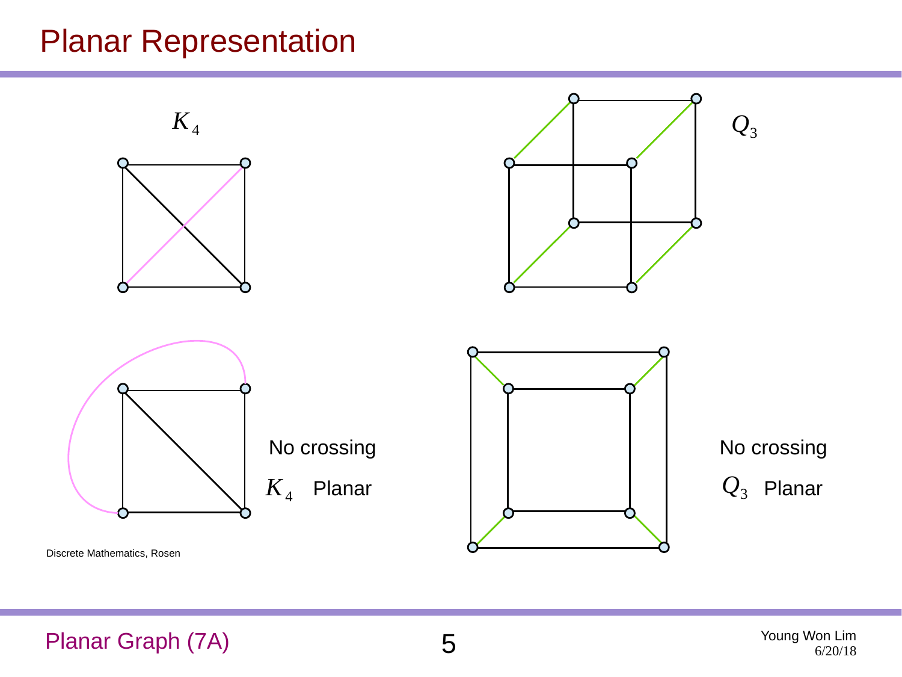# Planar Representation

$K_4$

$Q_3$

No crossing

$K_4$ Planar

No crossing

$Q_3$ Planar

Discrete Mathematics, Rosen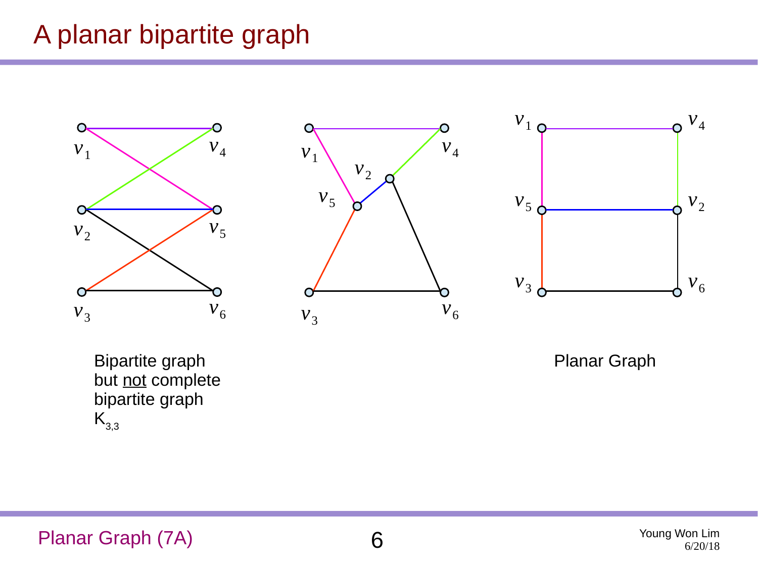# A planar bipartite graph

$v_1$ $v_4$

$v_2$ $v_5$

$v_3$ $v_6$

Bipartite graph but not complete bipartite graph $K_{3,3}$

$v_1$ $v_4$ $v_2$ $v_5$ $v_3$ $v_6$

$v_1$ $v_4$

$v_5$ $v_2$

$v_3$ $v_6$

Planar Graph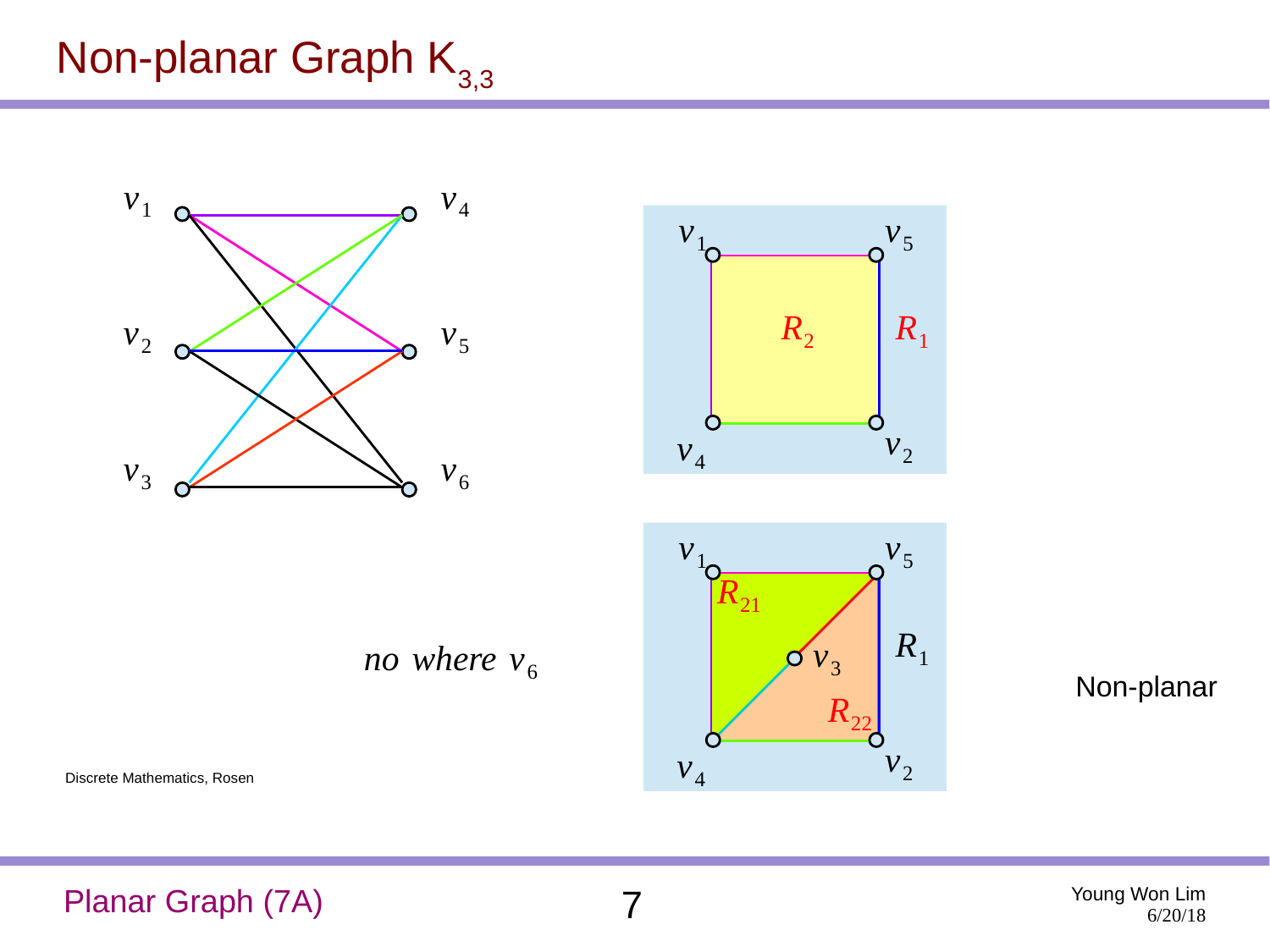# Non-planar Graph $K_{3,3}$

$v_1$ $v_4$

$v_2$ $v_5$

$v_3$ $v_6$

$v_1$ $v_5$

$R_2$ $R_1$

$v_4$ $v_2$

$v_1$ $v_5$

$R_{21}$

$v_3$ $R_1$

$R_{22}$

$v_4$ $v_2$

*no where* $v_6$

Non-planar

Discrete Mathematics, Rosen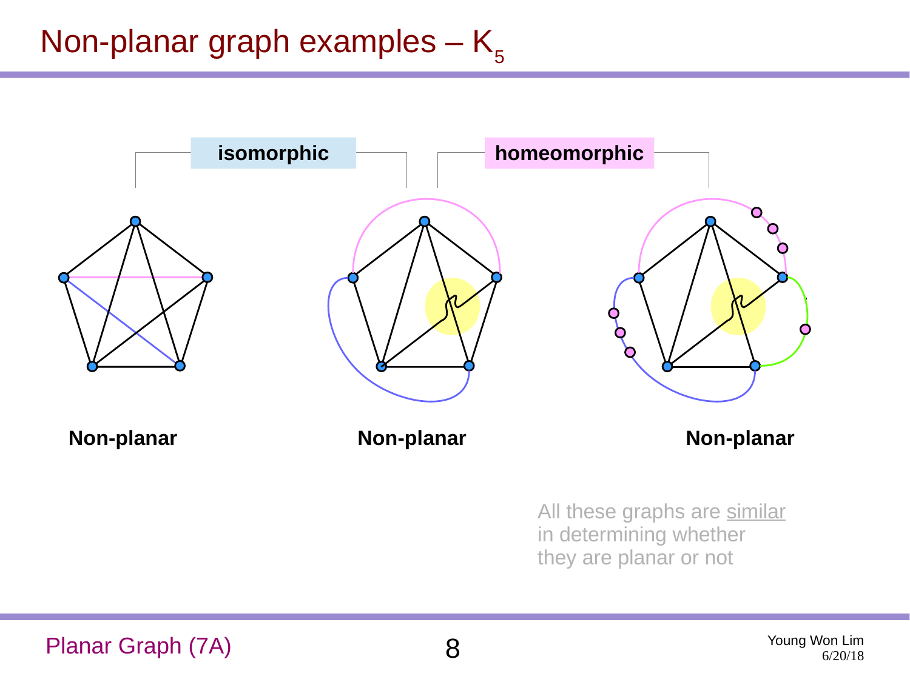# Non-planar graph examples – $K_5$

**isomorphic**

**homeomorphic**

**Non-planar**

**Non-planar**

**Non-planar**

All these graphs are similar in determining whether they are planar or not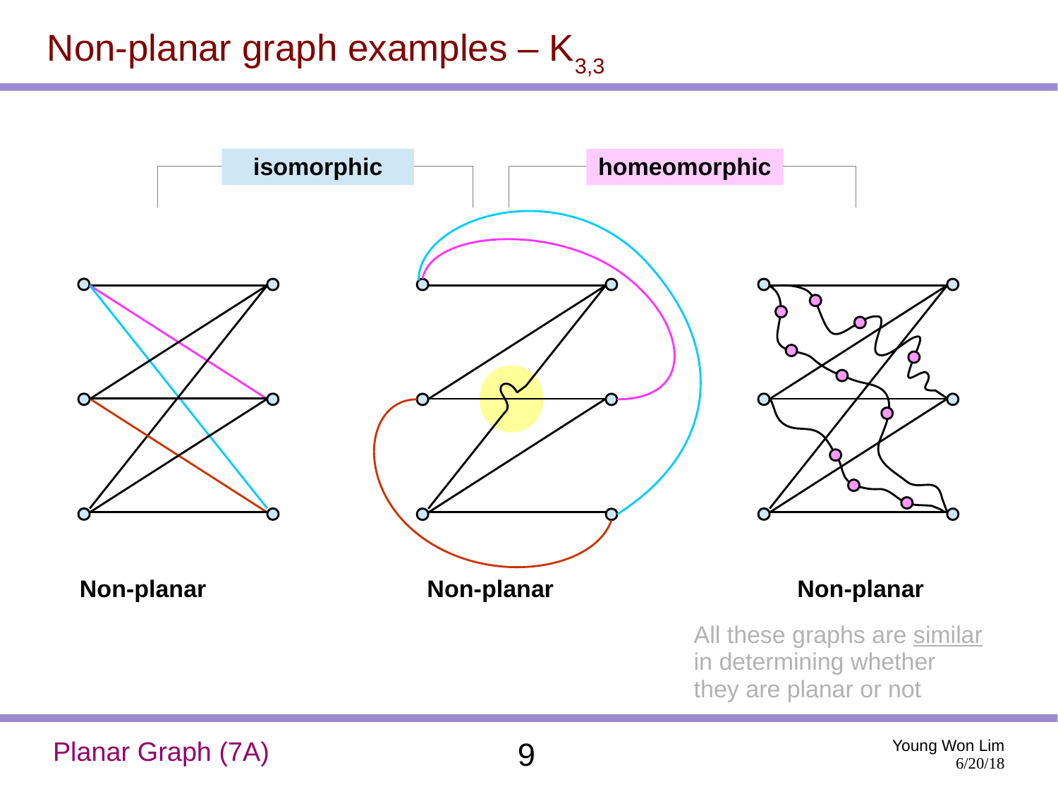# Non-planar graph examples – $K_{3,3}$

**isomorphic**

**homeomorphic**

**Non-planar**

**Non-planar**

**Non-planar**

All these graphs are similar in determining whether they are planar or not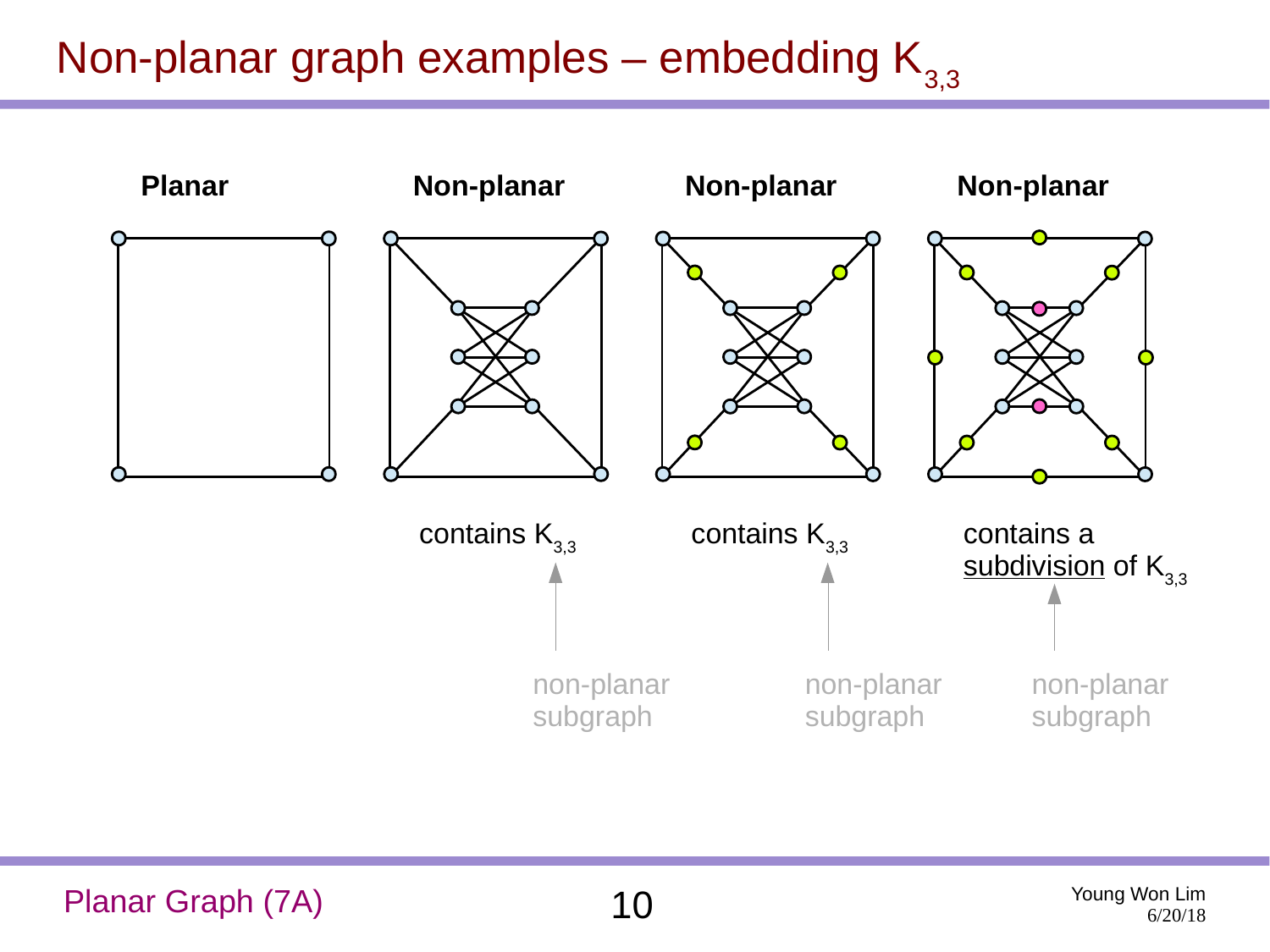# Non-planar graph examples – embedding $K_{3,3}$

**Planar**

**Non-planar**

**Non-planar**

**Non-planar**

contains $K_{3,3}$

contains $K_{3,3}$

contains a <u>subdivision</u> of $K_{3,3}$

non-planar subgraph

non-planar subgraph

non-planar subgraph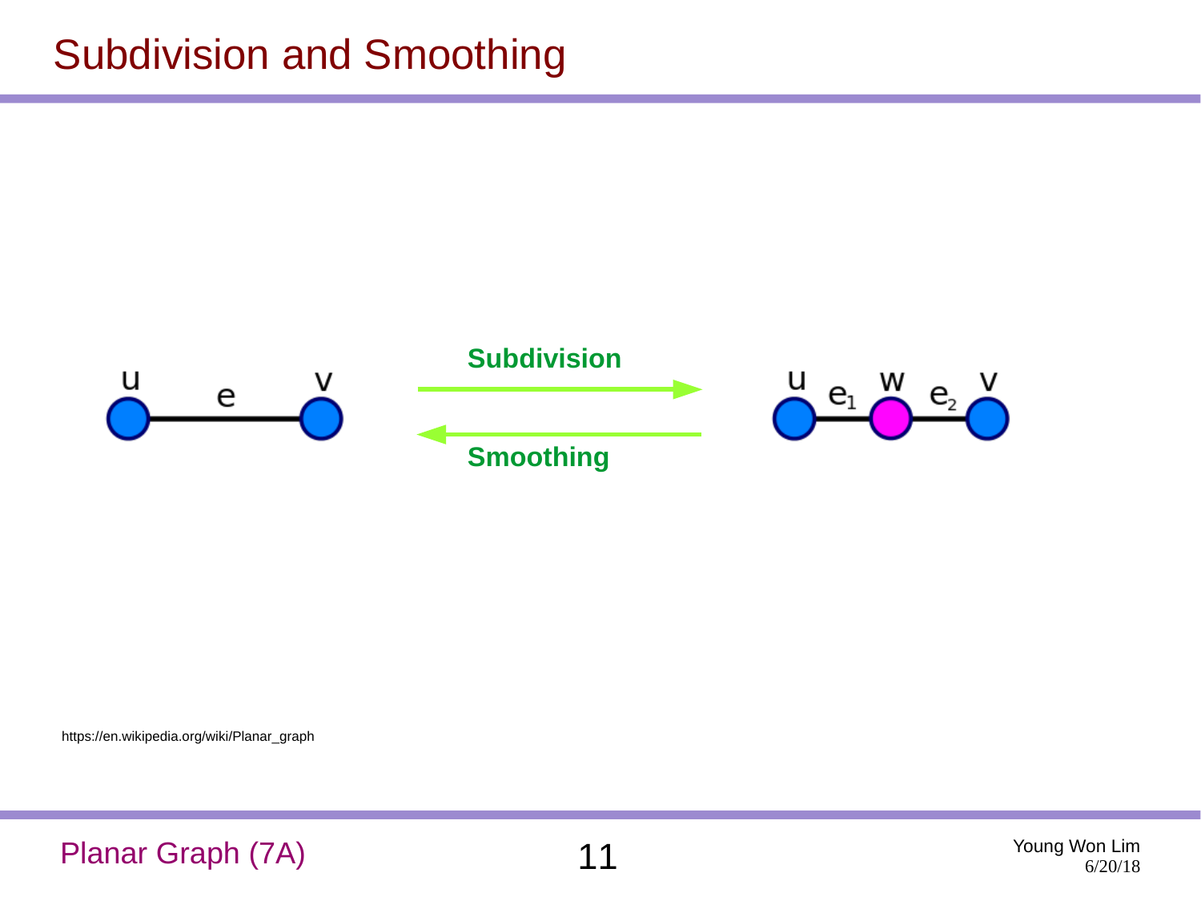# Subdivision and Smoothing

u e v

**Subdivision**

**Smoothing**

u $e_1$ w $e_2$ v

https://en.wikipedia.org/wiki/Planar_graph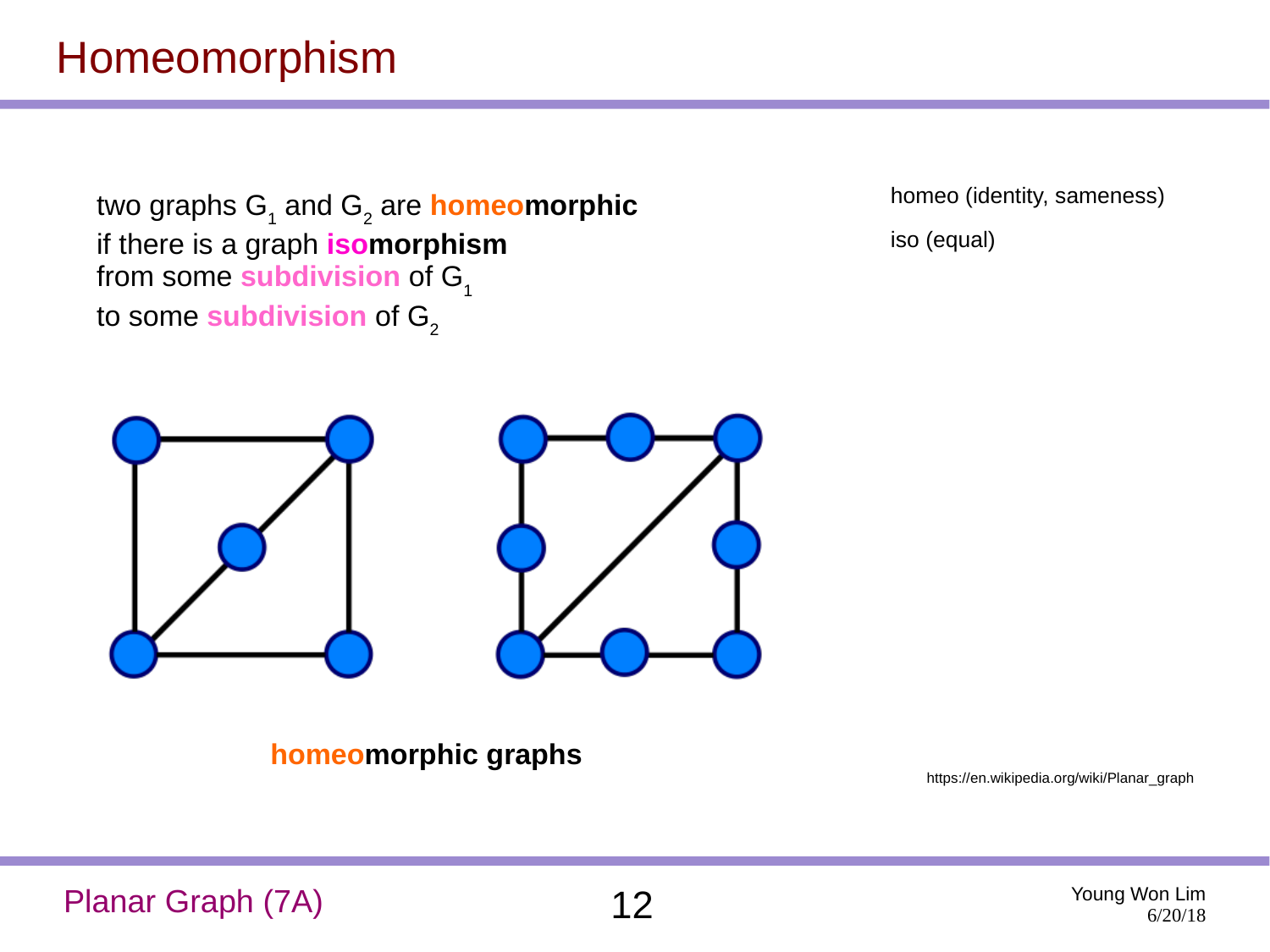# Homeomorphism

two graphs $G_1$ and $G_2$ are **homeomorphic**
if there is a graph **isomorphism**
from some **subdivision** of $G_1$
to some **subdivision** of $G_2$

homeo (identity, sameness)

iso (equal)

**homeomorphic graphs**

https://en.wikipedia.org/wiki/Planar_graph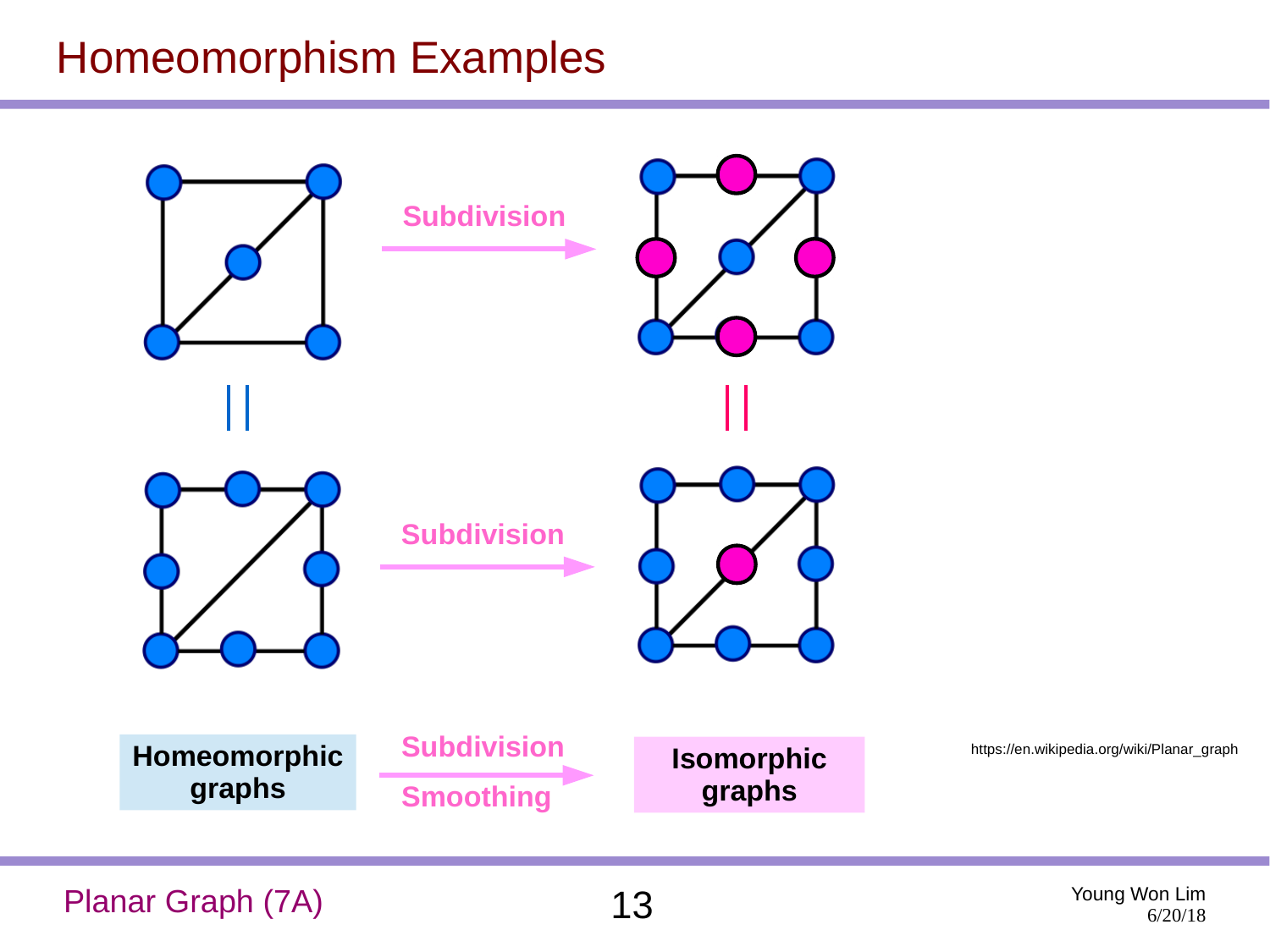# Homeomorphism Examples

Subdivision

Subdivision

**Homeomorphic graphs**

Subdivision

Smoothing

**Isomorphic graphs**

https://en.wikipedia.org/wiki/Planar_graph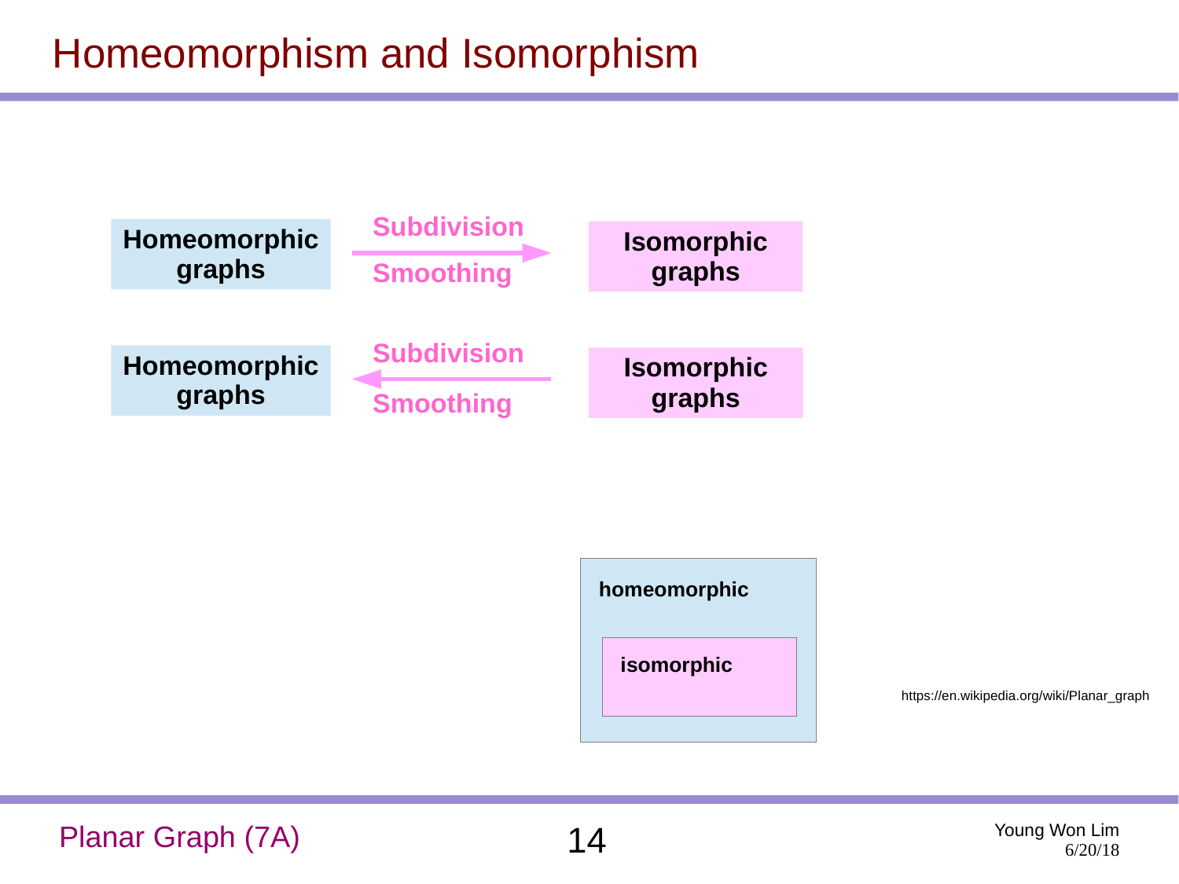# Homeomorphism and Isomorphism

**Homeomorphic graphs** — Subdivision / Smoothing → **Isomorphic graphs**

**Homeomorphic graphs** ← Subdivision / Smoothing — **Isomorphic graphs**

**homeomorphic**

**isomorphic**

https://en.wikipedia.org/wiki/Planar_graph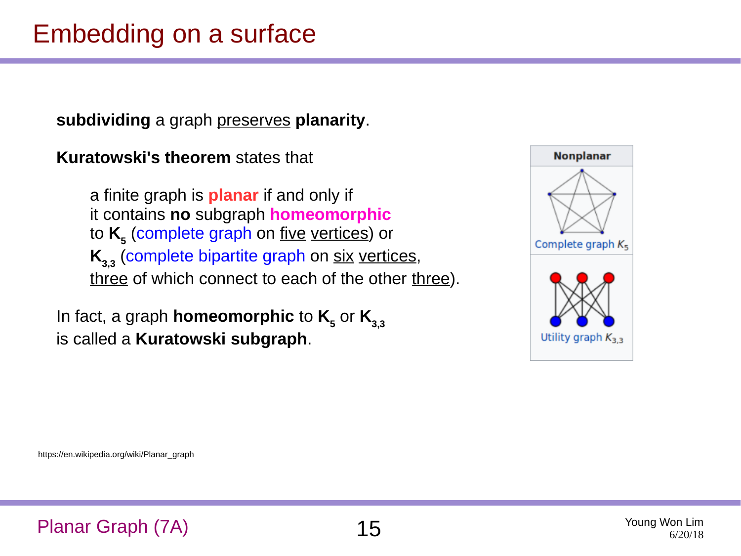# Embedding on a surface

**subdividing** a graph preserves **planarity**.

**Kuratowski's theorem** states that

> a finite graph is **planar** if and only if
> it contains **no** subgraph **homeomorphic**
> to $\mathbf{K_5}$ (complete graph on five vertices) or
> $\mathbf{K_{3,3}}$ (complete bipartite graph on six vertices,
> three of which connect to each of the other three).

In fact, a graph **homeomorphic** to $\mathbf{K_5}$ or $\mathbf{K_{3,3}}$
is called a **Kuratowski subgraph**.

| Nonplanar |
| --- |
| Complete graph $K_5$ |
| Utility graph $K_{3,3}$ |

https://en.wikipedia.org/wiki/Planar_graph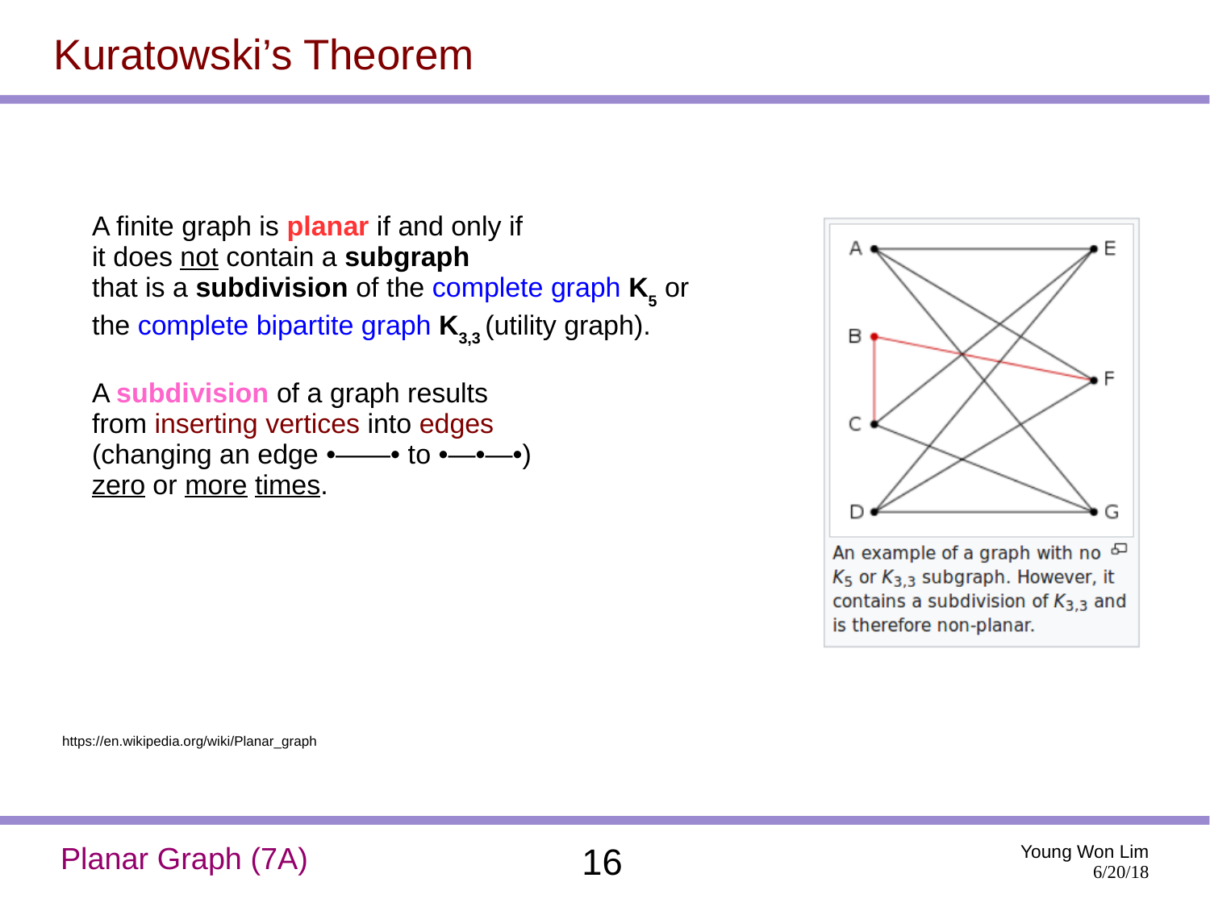# Kuratowski's Theorem

A finite graph is **planar** if and only if it does not contain a **subgraph** that is a **subdivision** of the complete graph $K_5$ or the complete bipartite graph $K_{3,3}$ (utility graph).

A **subdivision** of a graph results from inserting vertices into edges (changing an edge •——• to •—•—•) zero or more times.

An example of a graph with no $K_5$ or $K_{3,3}$ subgraph. However, it contains a subdivision of $K_{3,3}$ and is therefore non-planar.

https://en.wikipedia.org/wiki/Planar_graph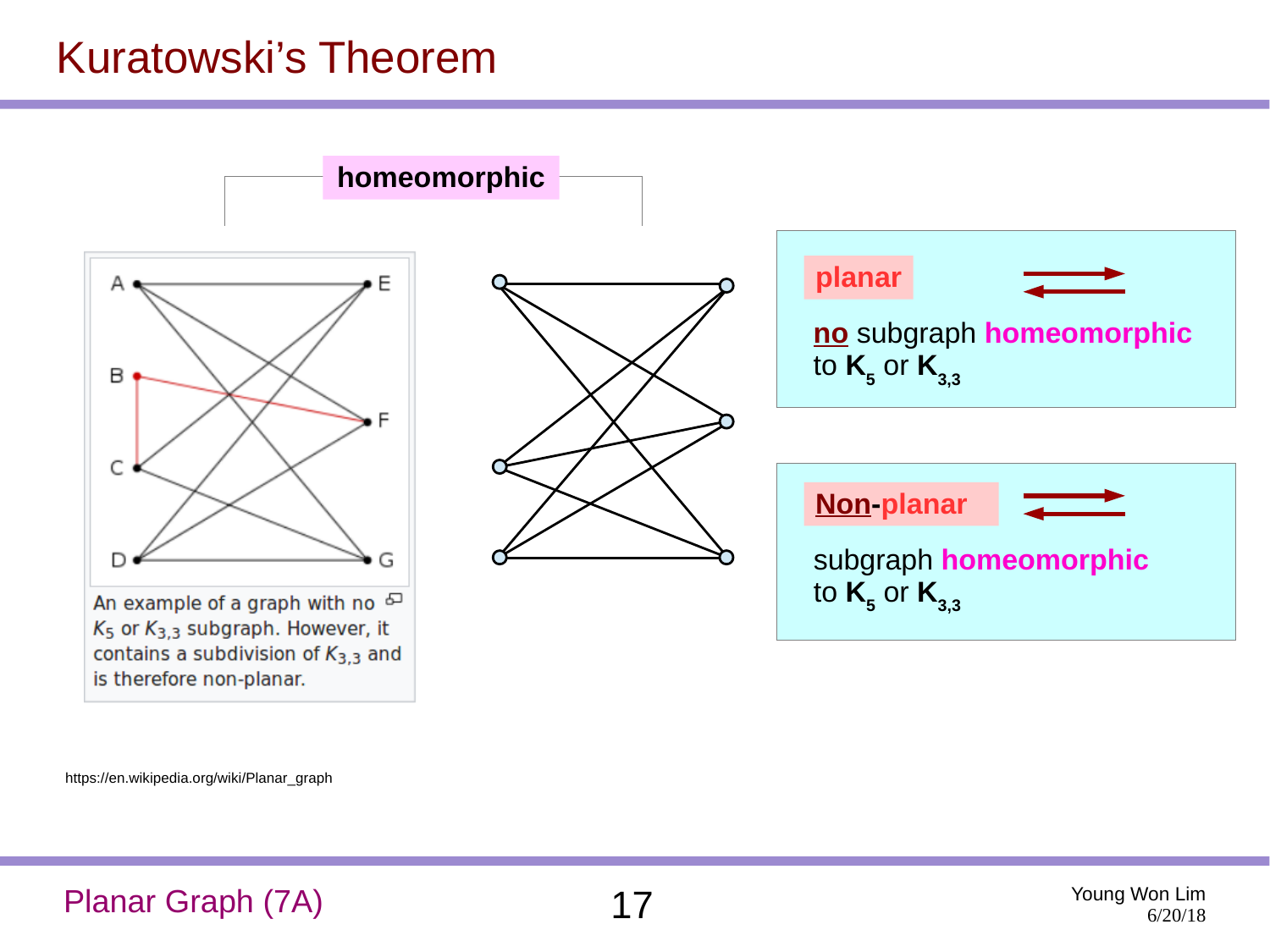# Kuratowski's Theorem

**homeomorphic**

An example of a graph with no $K_5$ or $K_{3,3}$ subgraph. However, it contains a subdivision of $K_{3,3}$ and is therefore non-planar.

**planar** ⇄

**no** subgraph **homeomorphic** to $\mathbf{K_5}$ or $\mathbf{K_{3,3}}$

**Non-planar** ⇄

subgraph **homeomorphic** to $\mathbf{K_5}$ or $\mathbf{K_{3,3}}$

https://en.wikipedia.org/wiki/Planar_graph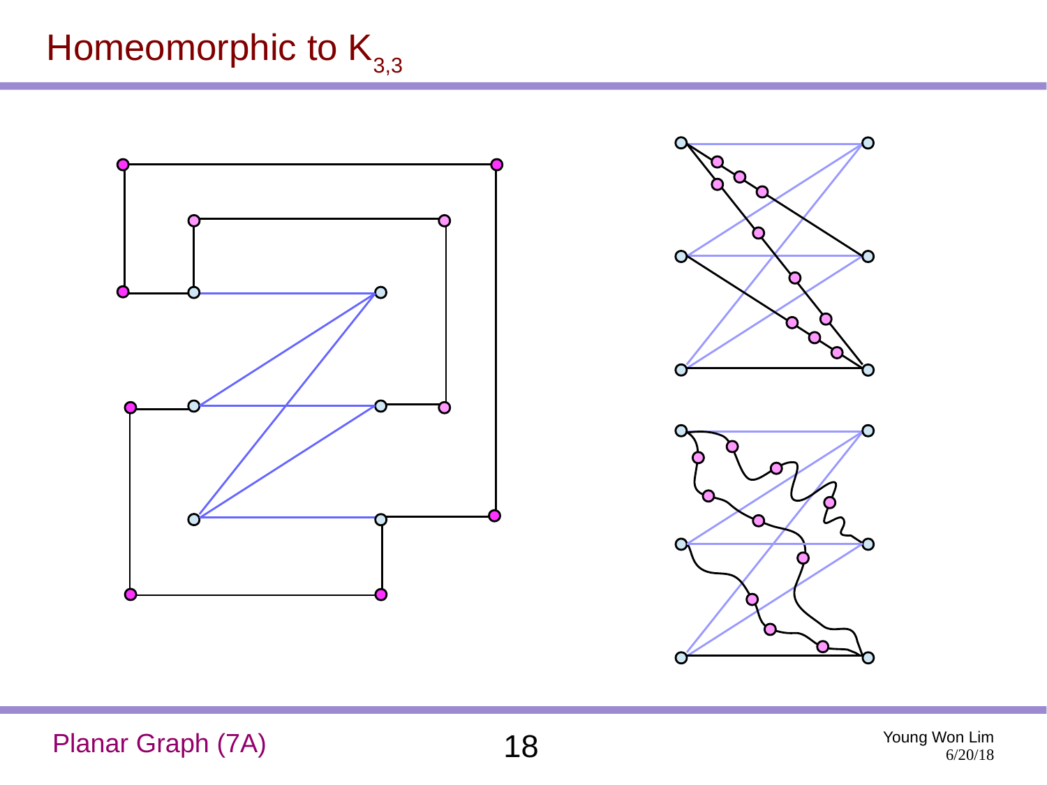# Homeomorphic to $K_{3,3}$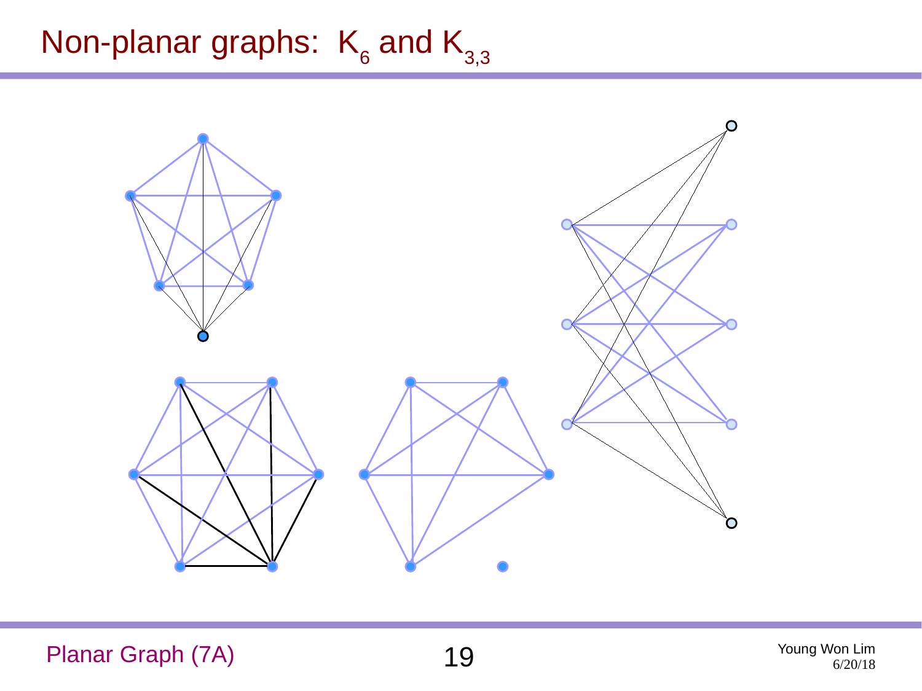# Non-planar graphs: $K_6$ and $K_{3,3}$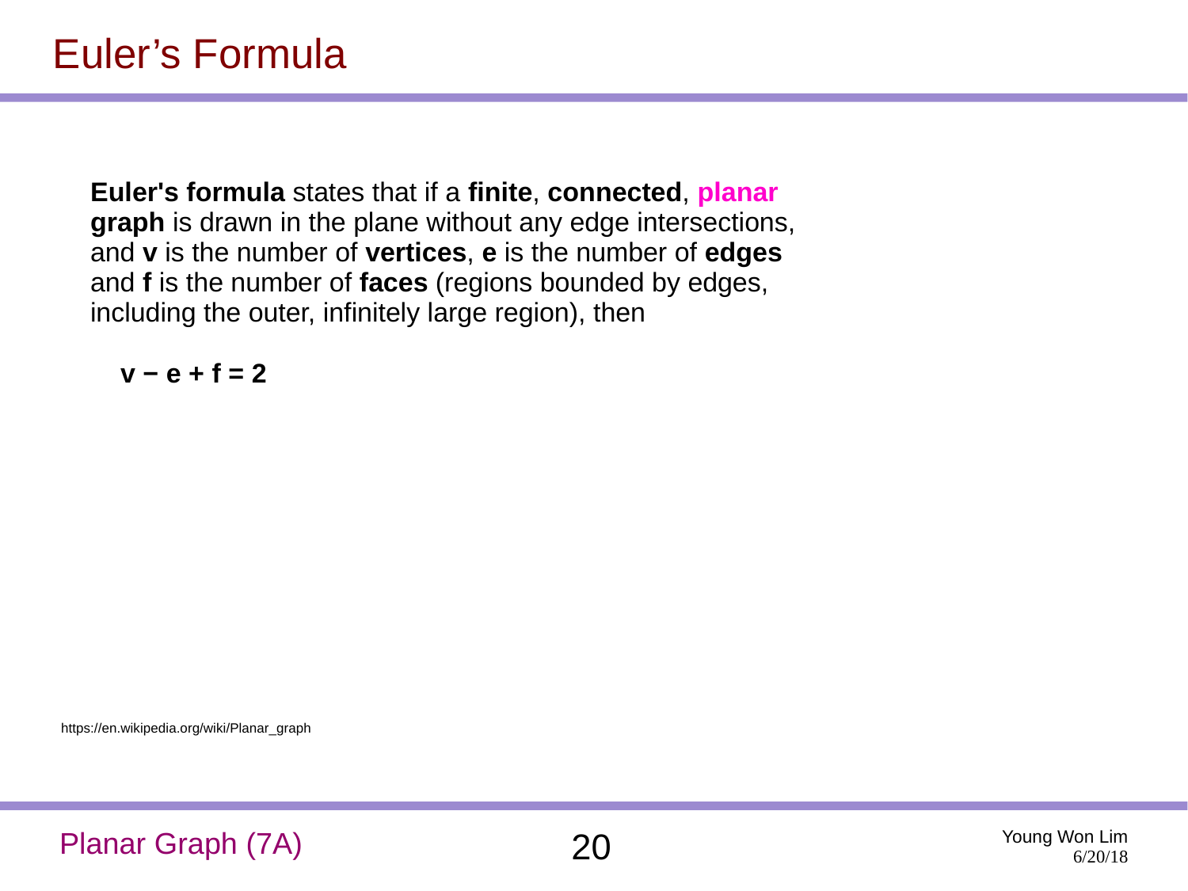# Euler's Formula

**Euler's formula** states that if a **finite**, **connected**, **planar graph** is drawn in the plane without any edge intersections, and **v** is the number of **vertices**, **e** is the number of **edges** and **f** is the number of **faces** (regions bounded by edges, including the outer, infinitely large region), then

$$v - e + f = 2$$

https://en.wikipedia.org/wiki/Planar_graph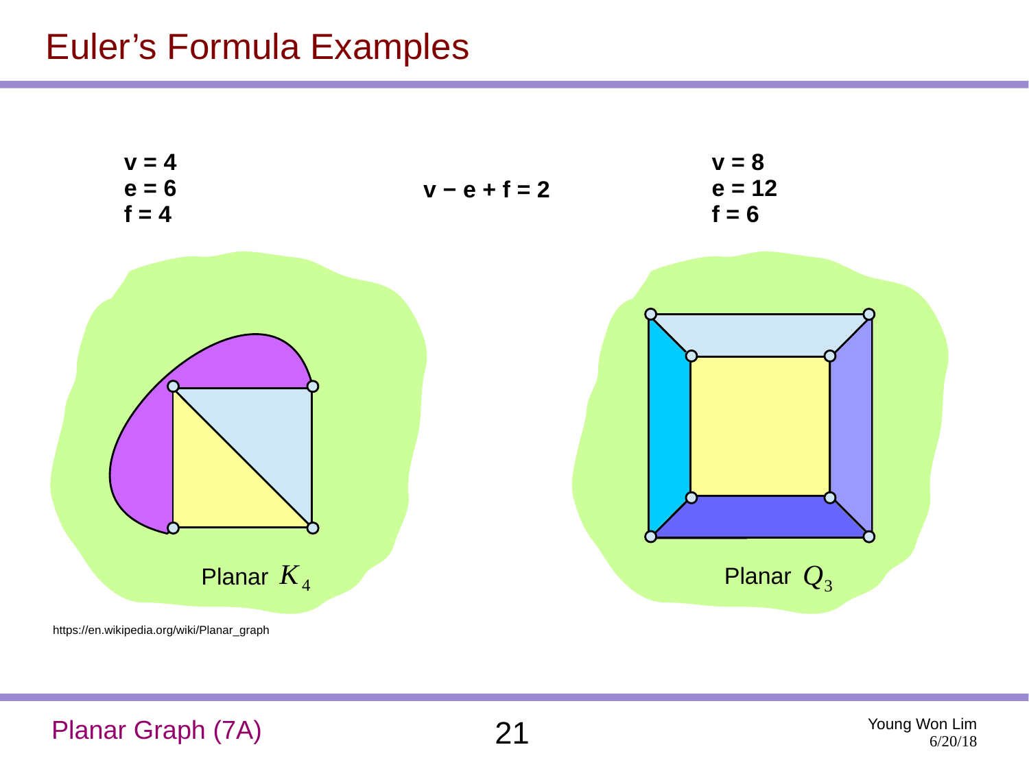# Euler's Formula Examples

**v = 4**
**e = 6**
**f = 4**

**v − e + f = 2**

**v = 8**
**e = 12**
**f = 6**

Planar $K_4$

Planar $Q_3$

https://en.wikipedia.org/wiki/Planar_graph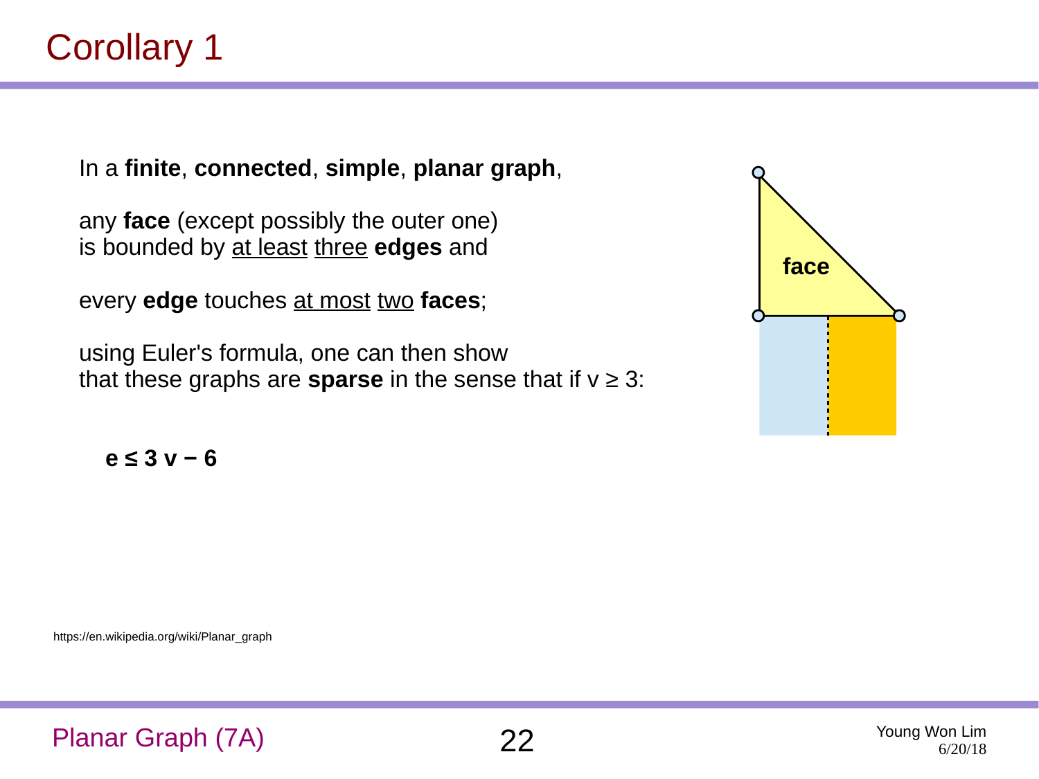# Corollary 1

In a **finite**, **connected**, **simple**, **planar graph**,

any **face** (except possibly the outer one)
is bounded by at least three **edges** and

every **edge** touches at most two **faces**;

using Euler's formula, one can then show
that these graphs are **sparse** in the sense that if $v \geq 3$:

$$e \leq 3v - 6$$

face

https://en.wikipedia.org/wiki/Planar_graph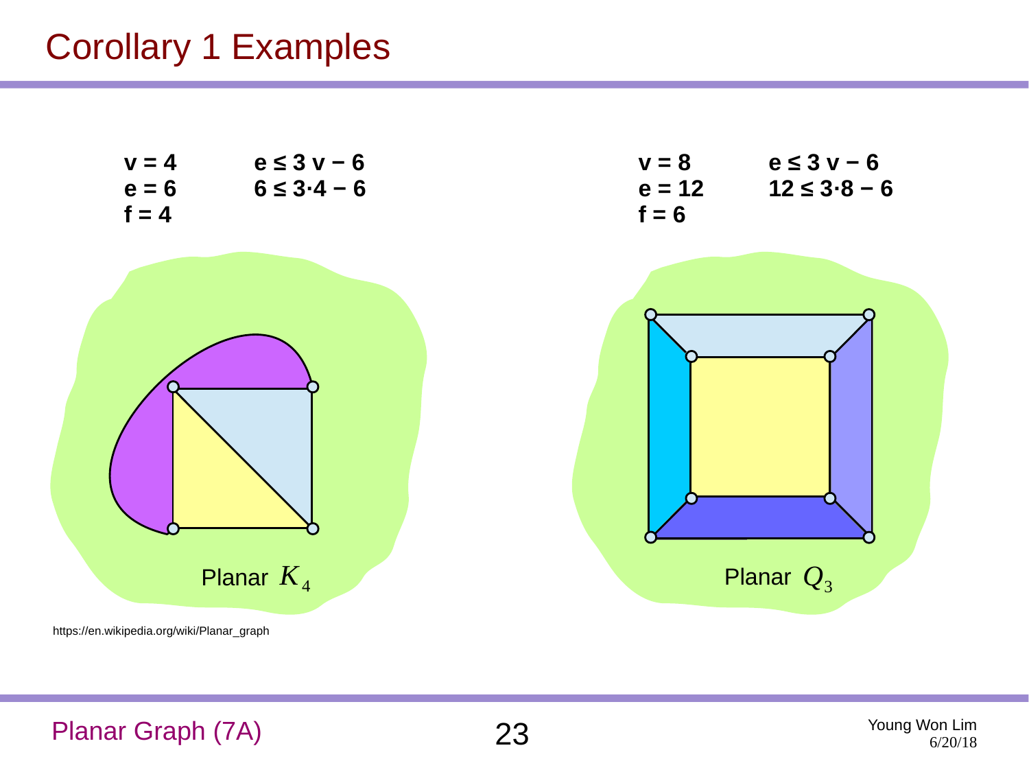# Corollary 1 Examples

$v = 4$ $\quad e \le 3v - 6$

$e = 6$ $\quad 6 \le 3 \cdot 4 - 6$

$f = 4$

Planar $K_4$

$v = 8$ $\quad e \le 3v - 6$

$e = 12$ $\quad 12 \le 3 \cdot 8 - 6$

$f = 6$

Planar $Q_3$

https://en.wikipedia.org/wiki/Planar_graph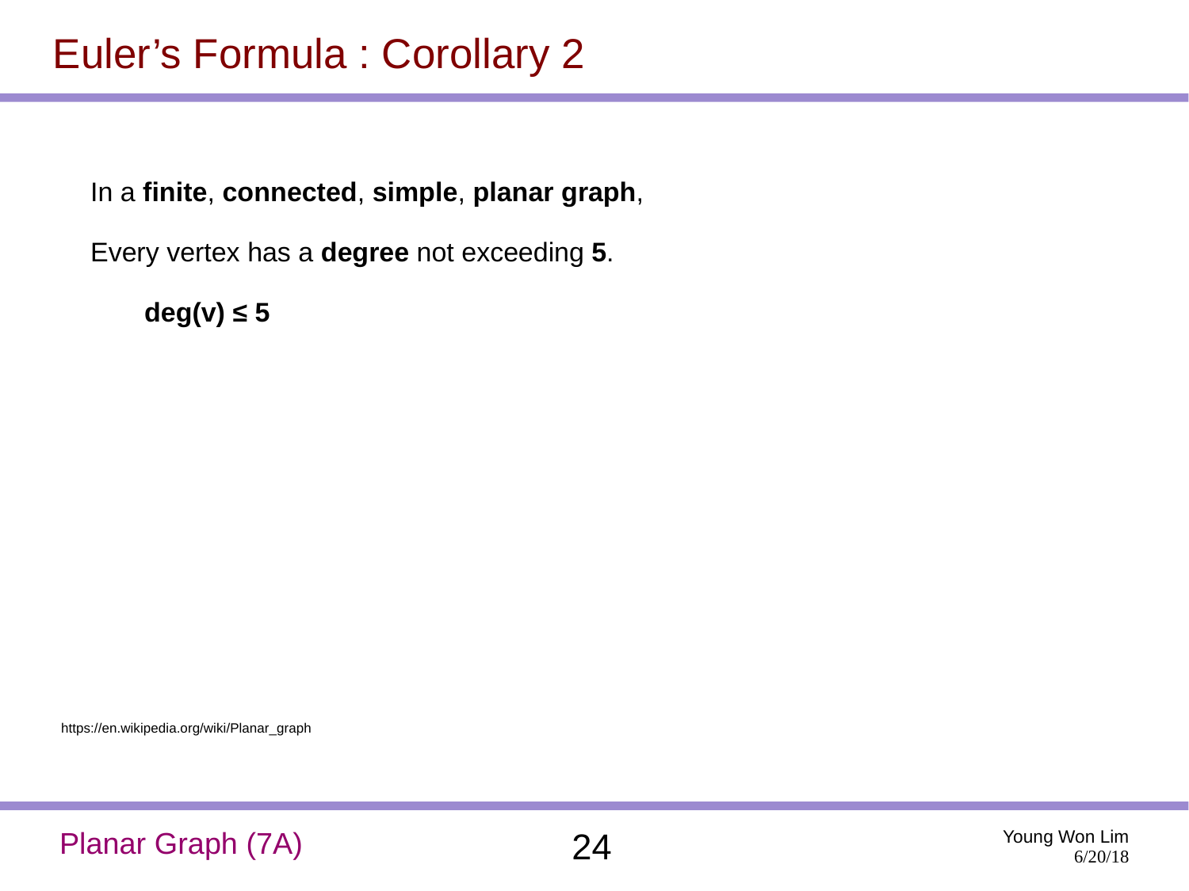# Euler's Formula : Corollary 2

In a **finite**, **connected**, **simple**, **planar graph**,

Every vertex has a **degree** not exceeding **5**.

$$\deg(v) \leq 5$$

https://en.wikipedia.org/wiki/Planar_graph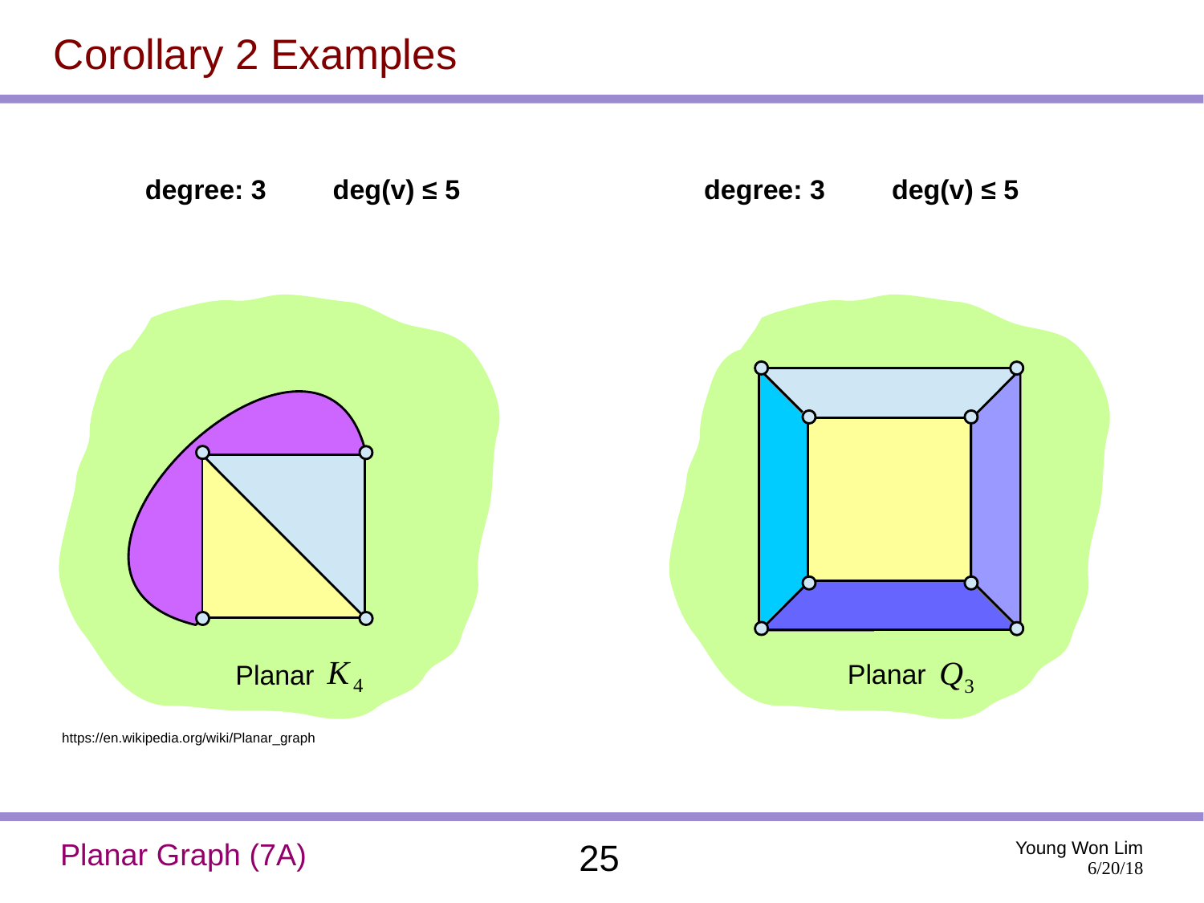# Corollary 2 Examples

**degree: 3** **deg(v) ≤ 5**

Planar $K_4$

**degree: 3** **deg(v) ≤ 5**

Planar $Q_3$

https://en.wikipedia.org/wiki/Planar_graph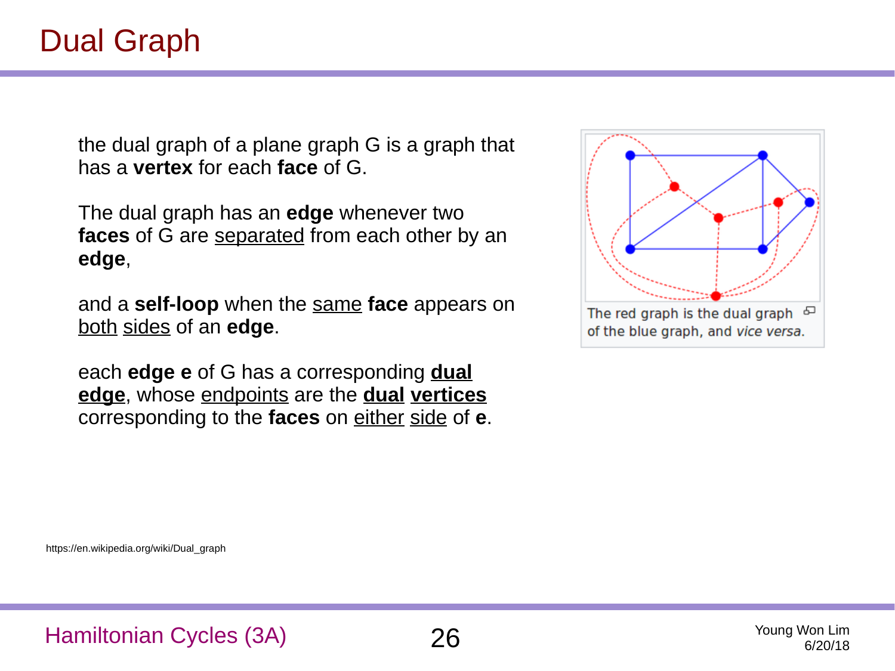# Dual Graph

the dual graph of a plane graph G is a graph that has a **vertex** for each **face** of G.

The dual graph has an **edge** whenever two **faces** of G are separated from each other by an **edge**,

and a **self-loop** when the same **face** appears on both sides of an **edge**.

each **edge e** of G has a corresponding **dual edge**, whose endpoints are the **dual vertices** corresponding to the **faces** on either side of **e**.

The red graph is the dual graph of the blue graph, and *vice versa*.

https://en.wikipedia.org/wiki/Dual_graph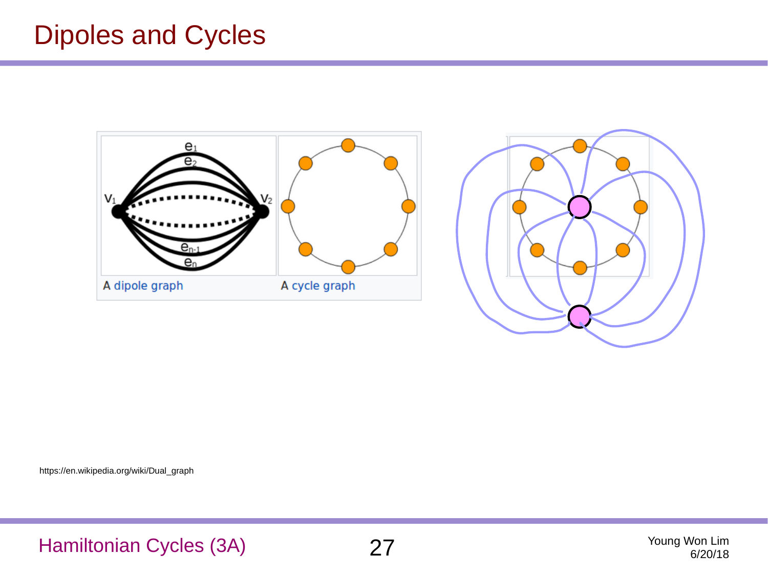# Dipoles and Cycles

A dipole graph

A cycle graph

https://en.wikipedia.org/wiki/Dual_graph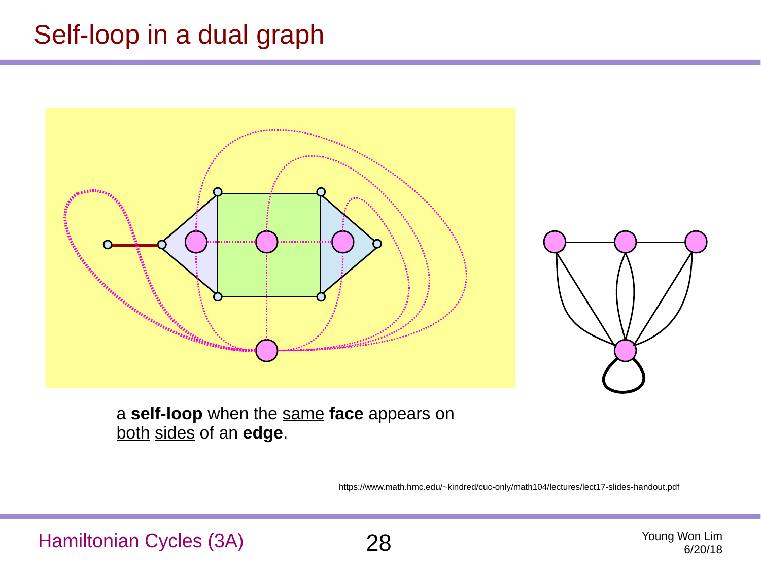# Self-loop in a dual graph

a **self-loop** when the same **face** appears on both sides of an **edge**.

https://www.math.hmc.edu/~kindred/cuc-only/math104/lectures/lect17-slides-handout.pdf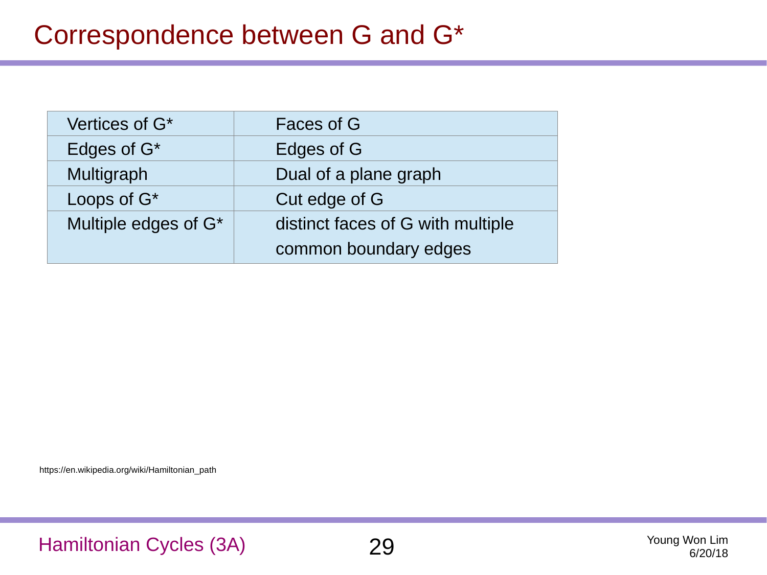# Correspondence between G and G*

| Vertices of G* | Faces of G |
|---|---|
| Edges of G* | Edges of G |
| Multigraph | Dual of a plane graph |
| Loops of G* | Cut edge of G |
| Multiple edges of G* | distinct faces of G with multiple common boundary edges |

https://en.wikipedia.org/wiki/Hamiltonian_path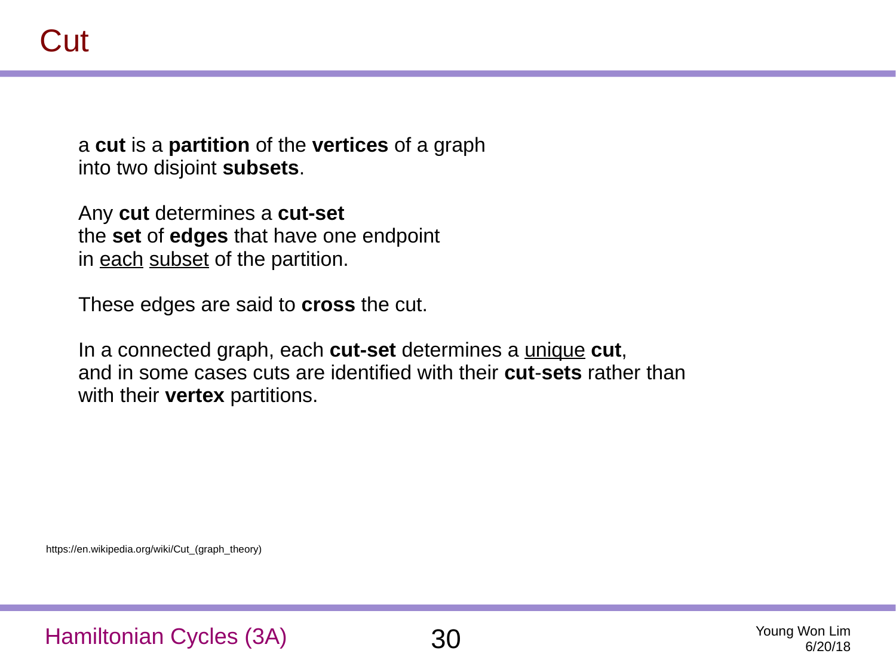# Cut

a **cut** is a **partition** of the **vertices** of a graph
into two disjoint **subsets**.

Any **cut** determines a **cut-set**
the **set** of **edges** that have one endpoint
in <u>each</u> <u>subset</u> of the partition.

These edges are said to **cross** the cut.

In a connected graph, each **cut-set** determines a <u>unique</u> **cut**,
and in some cases cuts are identified with their **cut**-**sets** rather than
with their **vertex** partitions.

https://en.wikipedia.org/wiki/Cut_(graph_theory)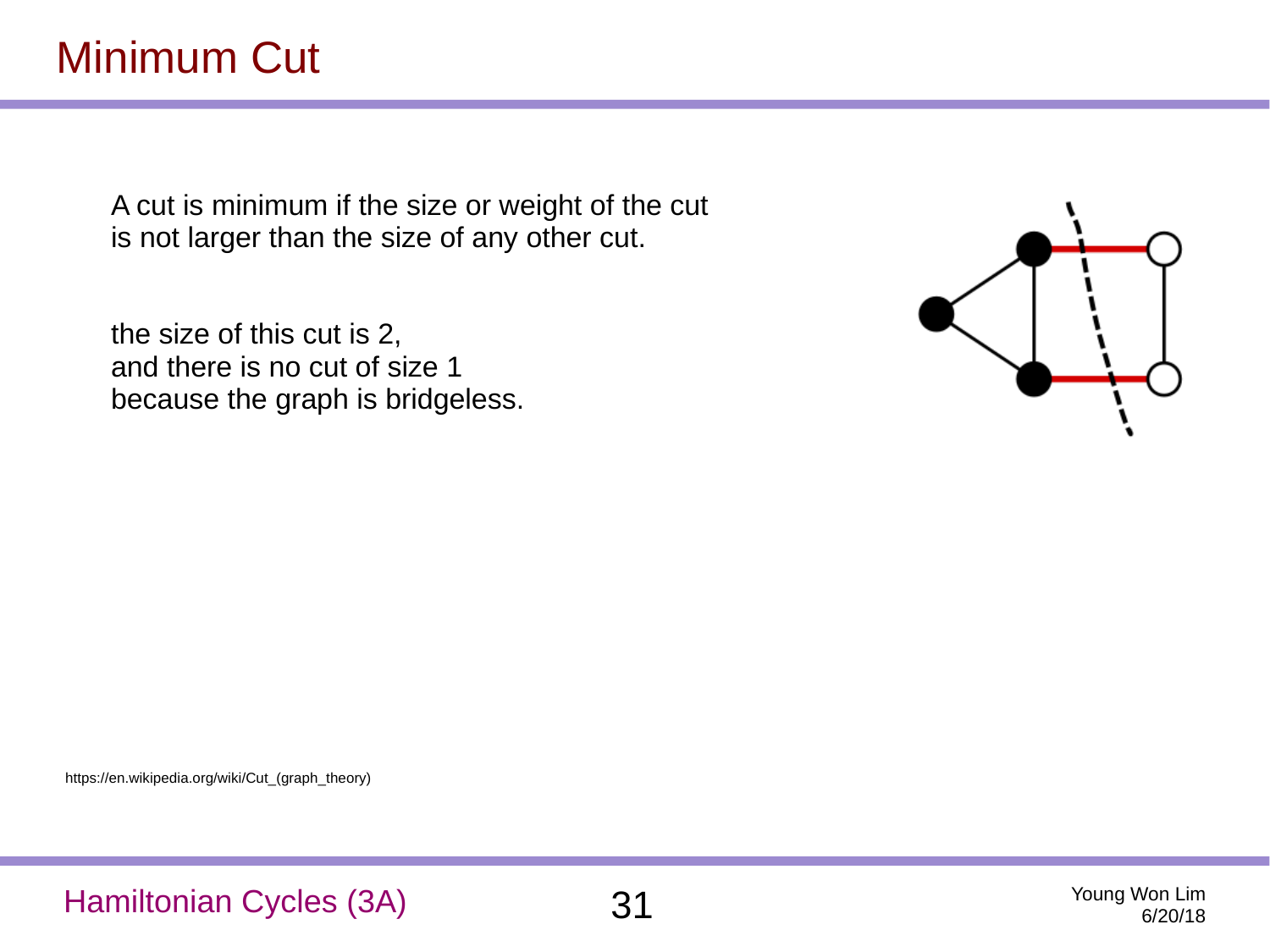# Minimum Cut

A cut is minimum if the size or weight of the cut is not larger than the size of any other cut.

the size of this cut is 2,
and there is no cut of size 1
because the graph is bridgeless.

https://en.wikipedia.org/wiki/Cut_(graph_theory)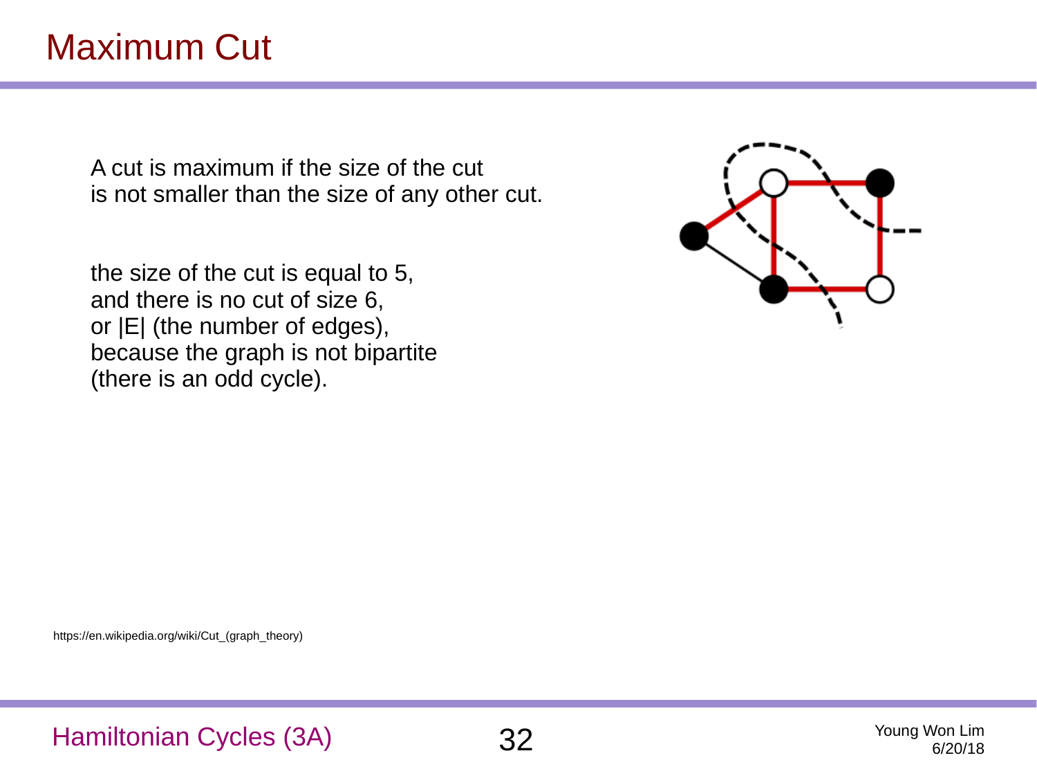# Maximum Cut

A cut is maximum if the size of the cut is not smaller than the size of any other cut.

the size of the cut is equal to 5, and there is no cut of size 6, or |E| (the number of edges), because the graph is not bipartite (there is an odd cycle).

https://en.wikipedia.org/wiki/Cut_(graph_theory)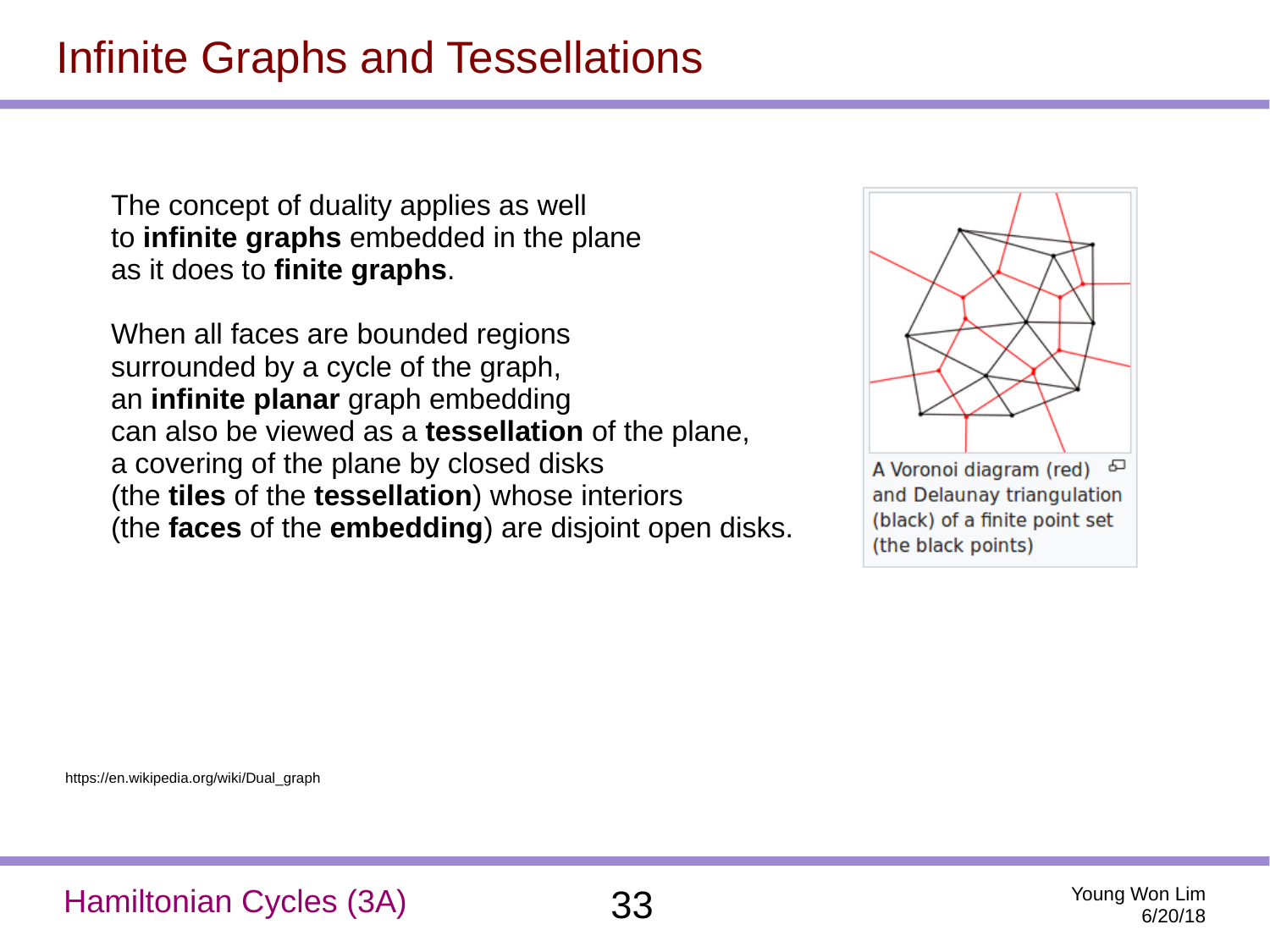# Infinite Graphs and Tessellations

The concept of duality applies as well to **infinite graphs** embedded in the plane as it does to **finite graphs**.

When all faces are bounded regions surrounded by a cycle of the graph, an **infinite planar** graph embedding can also be viewed as a **tessellation** of the plane, a covering of the plane by closed disks (the **tiles** of the **tessellation**) whose interiors (the **faces** of the **embedding**) are disjoint open disks.

A Voronoi diagram (red) and Delaunay triangulation (black) of a finite point set (the black points)

https://en.wikipedia.org/wiki/Dual_graph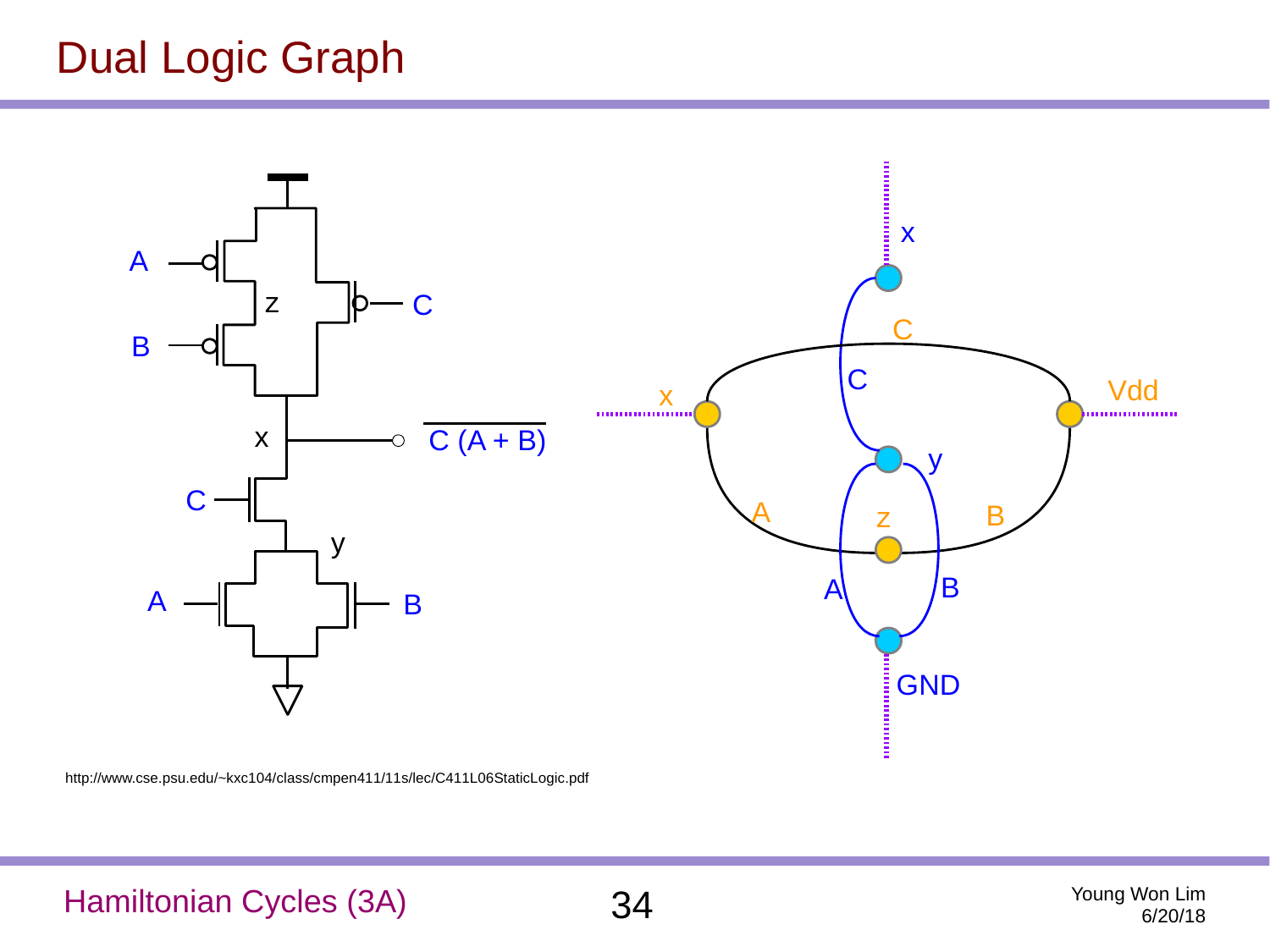# Dual Logic Graph

A, B, z, C, x, $\overline{C\,(A + B)}$, C, y, A, B

x, C, C, x, Vdd, y, A, z, B, A, B, GND

http://www.cse.psu.edu/~kxc104/class/cmpen411/11s/lec/C411L06StaticLogic.pdf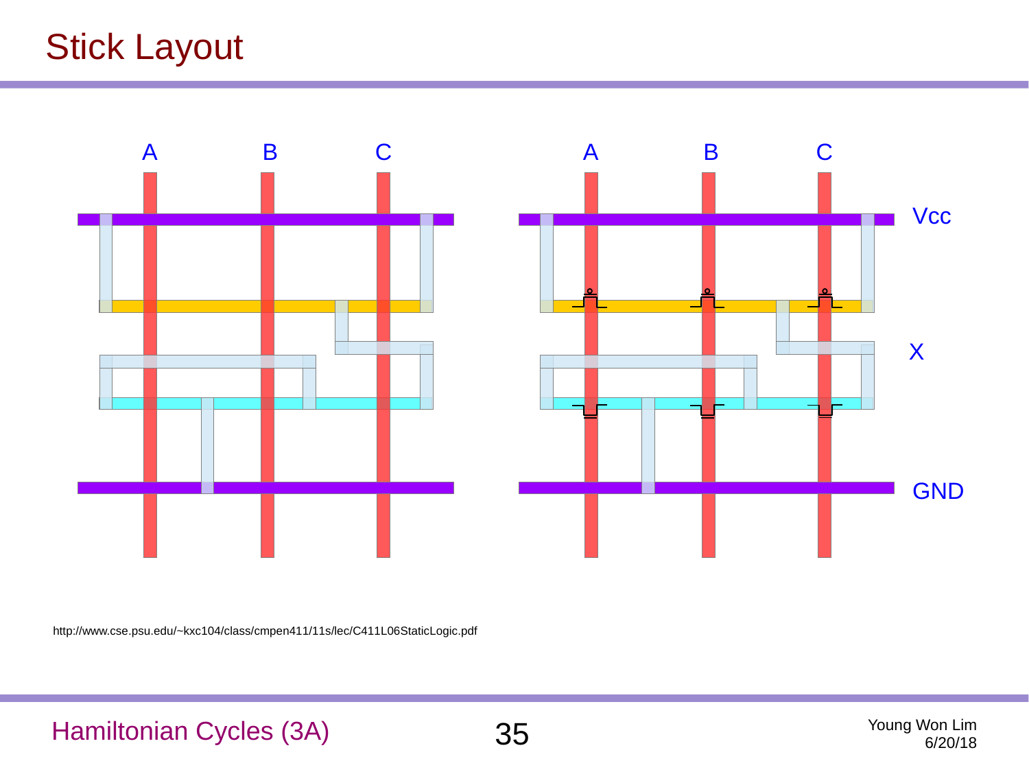# Stick Layout

A B C

A B C

Vcc

X

GND

http://www.cse.psu.edu/~kxc104/class/cmpen411/11s/lec/C411L06StaticLogic.pdf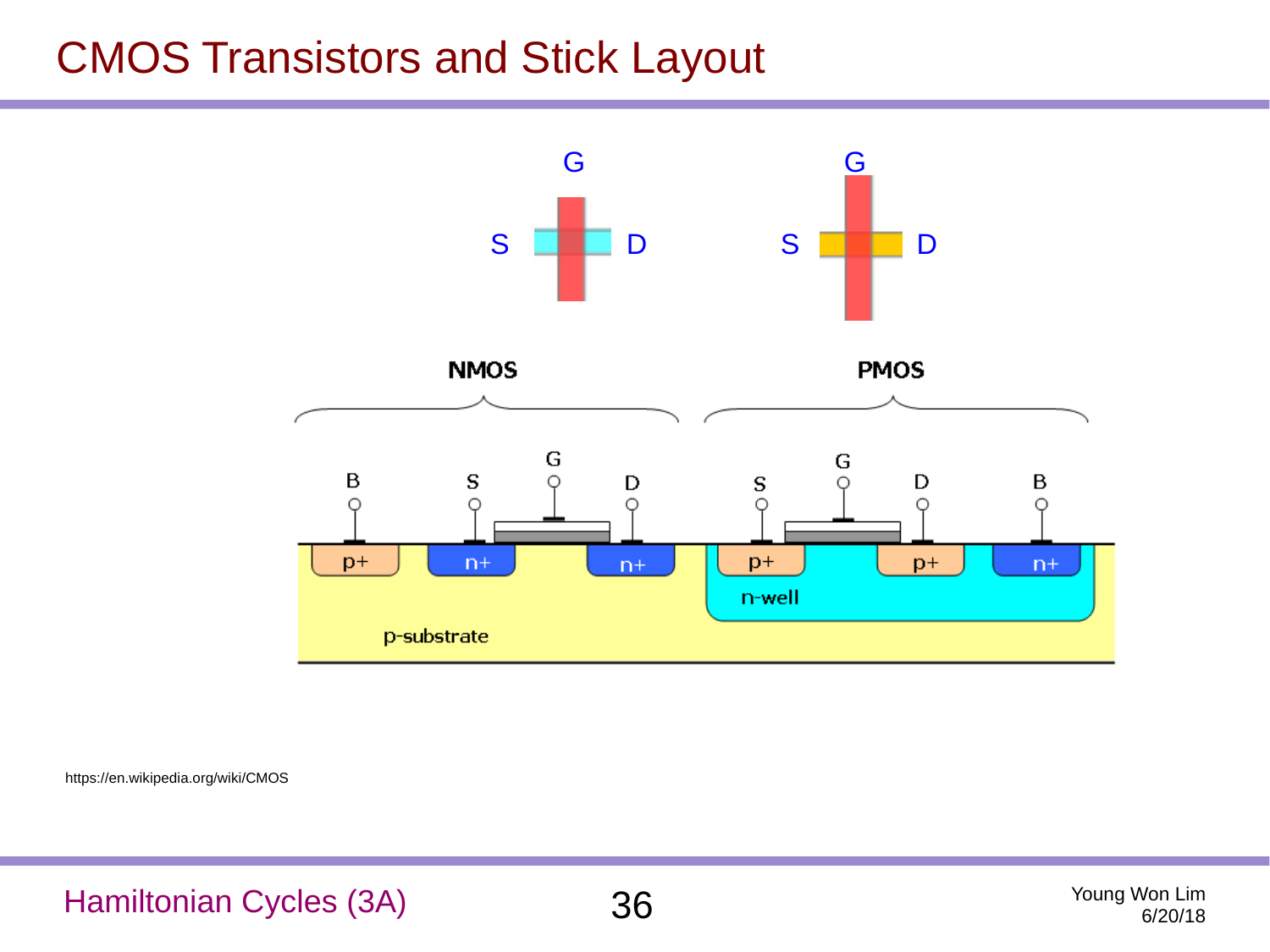# CMOS Transistors and Stick Layout

G

S D

G

S D

NMOS

PMOS

B S G D

p+ n+ n+

p-substrate

S G D B

p+ p+ n+

n-well

https://en.wikipedia.org/wiki/CMOS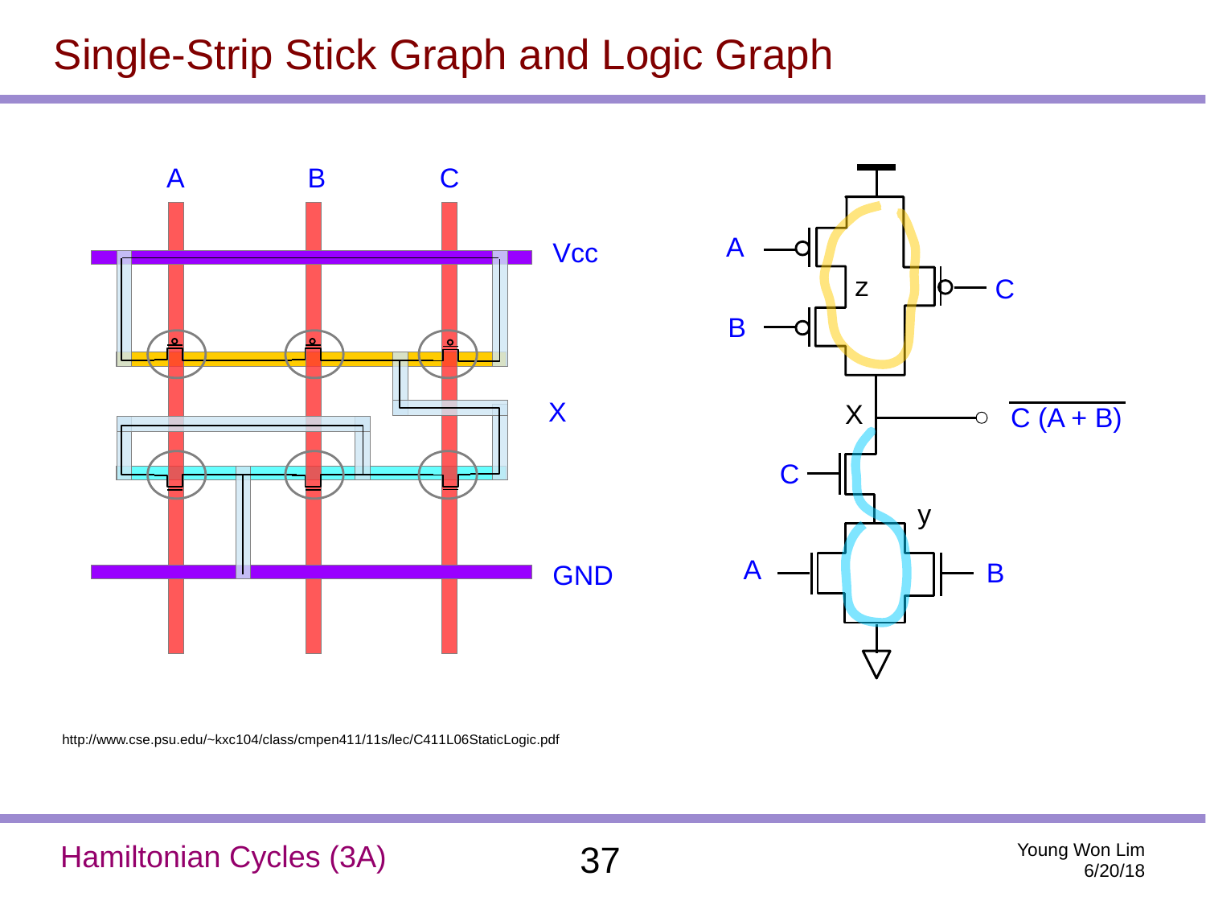# Single-Strip Stick Graph and Logic Graph

A B C

Vcc

X

GND

A, B, C, z, X, $\overline{C\,(A + B)}$, C, y, A, B

http://www.cse.psu.edu/~kxc104/class/cmpen411/11s/lec/C411L06StaticLogic.pdf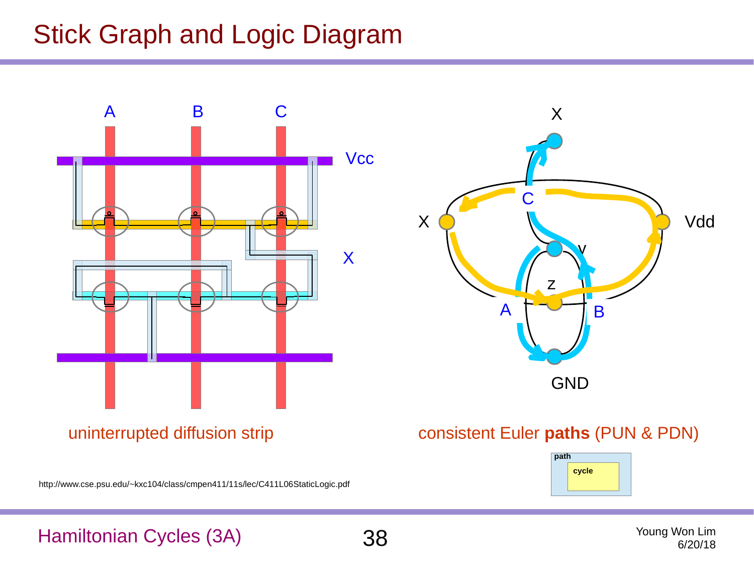# Stick Graph and Logic Diagram

uninterrupted diffusion strip

consistent Euler **paths** (PUN & PDN)

http://www.cse.psu.edu/~kxc104/class/cmpen411/11s/lec/C411L06StaticLogic.pdf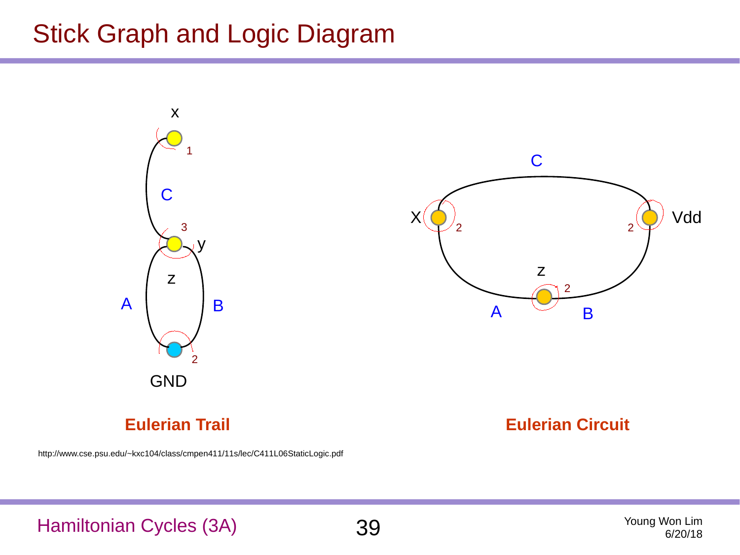# Stick Graph and Logic Diagram

x

1

C

3

y

z

A

B

2

GND

**Eulerian Trail**

C

X

2

2

Vdd

z

2

A

B

**Eulerian Circuit**

http://www.cse.psu.edu/~kxc104/class/cmpen411/11s/lec/C411L06StaticLogic.pdf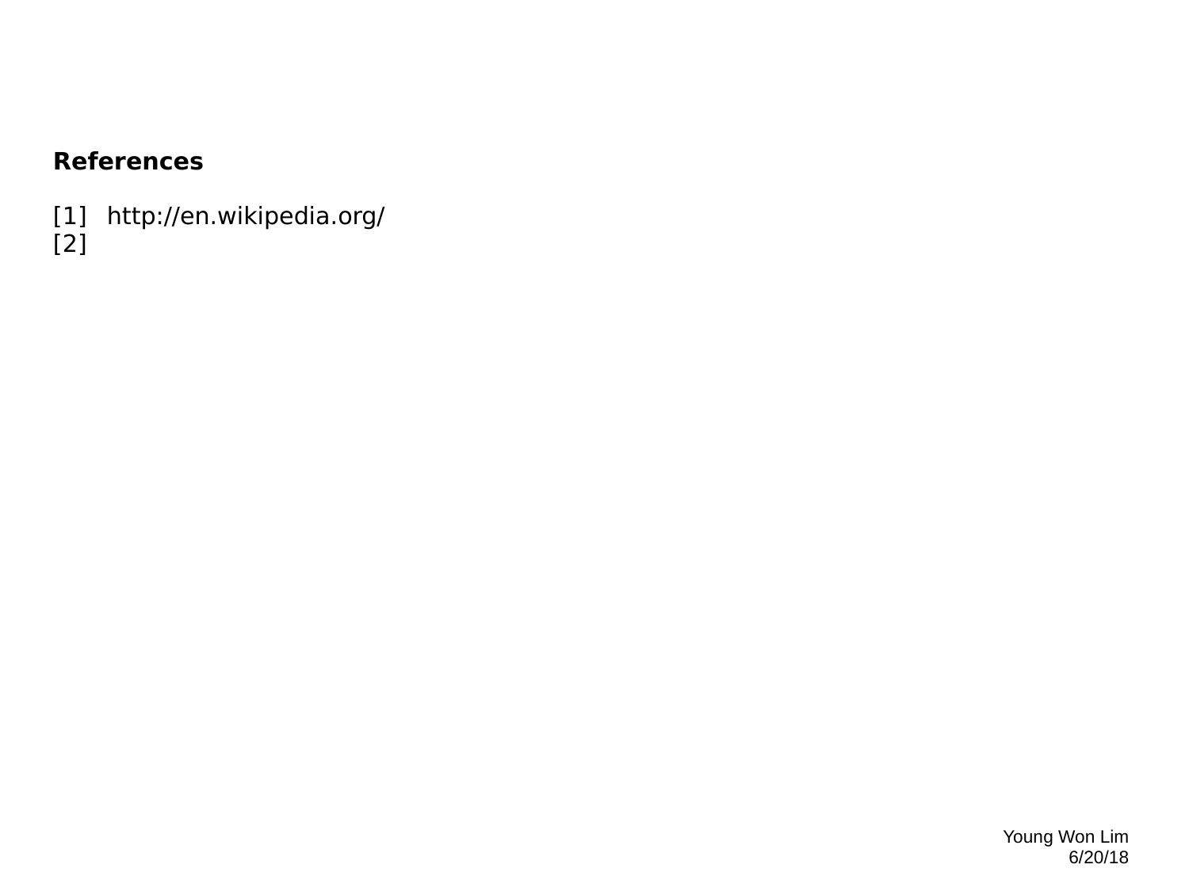**References**

[1] http://en.wikipedia.org/
[2]